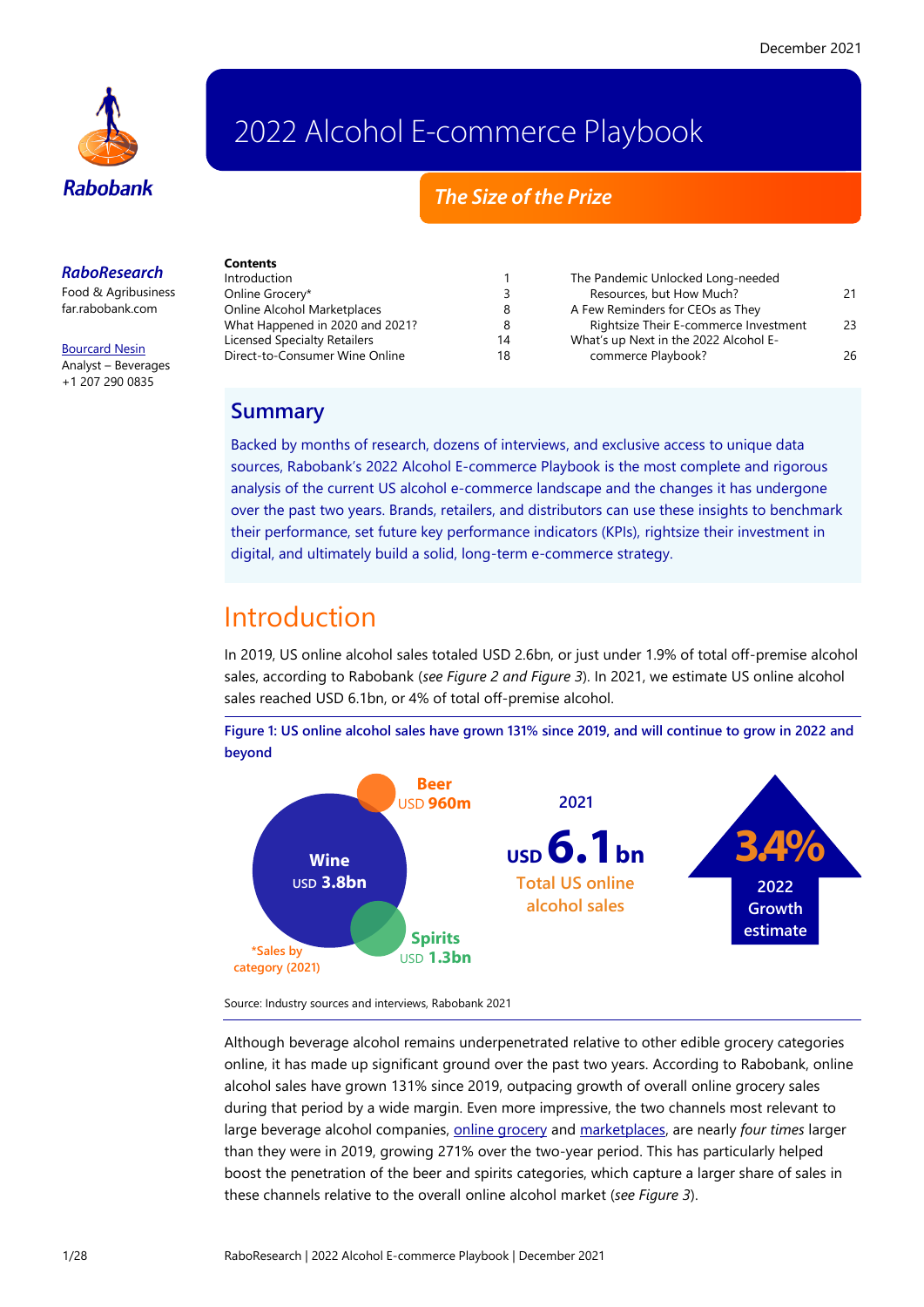December 2021

# 2022 Alcohol E-commerce Playbook

## *The Size of the Prize*

***RaboResearch***
Food & Agribusiness
far.rabobank.com

Bourcard Nesin
Analyst – Beverages
+1 207 290 0835

**Contents**

| | |
|---|---|
| Introduction | 1 |
| Online Grocery* | 3 |
| Online Alcohol Marketplaces | 8 |
| What Happened in 2020 and 2021? | 8 |
| Licensed Specialty Retailers | 14 |
| Direct-to-Consumer Wine Online | 18 |
| The Pandemic Unlocked Long-needed Resources, but How Much? | 21 |
| A Few Reminders for CEOs as They Rightsize Their E-commerce Investment | 23 |
| What's up Next in the 2022 Alcohol E-commerce Playbook? | 26 |

## Summary

Backed by months of research, dozens of interviews, and exclusive access to unique data sources, Rabobank's 2022 Alcohol E-commerce Playbook is the most complete and rigorous analysis of the current US alcohol e-commerce landscape and the changes it has undergone over the past two years. Brands, retailers, and distributors can use these insights to benchmark their performance, set future key performance indicators (KPIs), rightsize their investment in digital, and ultimately build a solid, long-term e-commerce strategy.

# Introduction

In 2019, US online alcohol sales totaled USD 2.6bn, or just under 1.9% of total off-premise alcohol sales, according to Rabobank (*see Figure 2 and Figure 3*). In 2021, we estimate US online alcohol sales reached USD 6.1bn, or 4% of total off-premise alcohol.

**Figure 1: US online alcohol sales have grown 131% since 2019, and will continue to grow in 2022 and beyond**

Wine USD 3.8bn
Beer USD 960m
Spirits USD 1.3bn
*Sales by category (2021)

2021
USD 6.1bn
Total US online alcohol sales

3.4%
2022 Growth estimate

Source: Industry sources and interviews, Rabobank 2021

Although beverage alcohol remains underpenetrated relative to other edible grocery categories online, it has made up significant ground over the past two years. According to Rabobank, online alcohol sales have grown 131% since 2019, outpacing growth of overall online grocery sales during that period by a wide margin. Even more impressive, the two channels most relevant to large beverage alcohol companies, online grocery and marketplaces, are nearly *four times* larger than they were in 2019, growing 271% over the two-year period. This has particularly helped boost the penetration of the beer and spirits categories, which capture a larger share of sales in these channels relative to the overall online alcohol market (*see Figure 3*).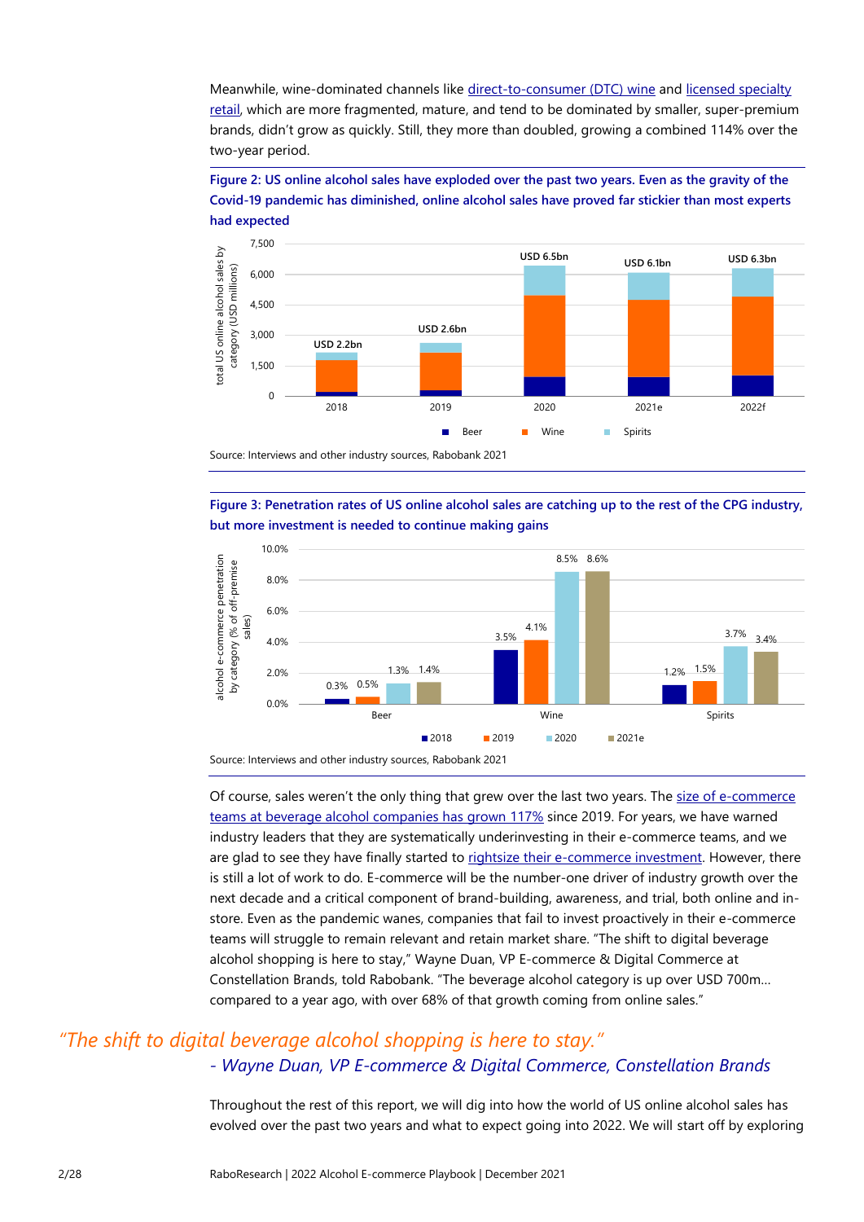Meanwhile, wine-dominated channels like direct-to-consumer (DTC) wine and licensed specialty retail, which are more fragmented, mature, and tend to be dominated by smaller, super-premium brands, didn't grow as quickly. Still, they more than doubled, growing a combined 114% over the two-year period.

**Figure 2: US online alcohol sales have exploded over the past two years. Even as the gravity of the Covid-19 pandemic has diminished, online alcohol sales have proved far stickier than most experts had expected**

| Year | Total US online alcohol sales |
|---|---|
| 2018 | USD 2.2bn |
| 2019 | USD 2.6bn |
| 2020 | USD 6.5bn |
| 2021e | USD 6.1bn |
| 2022f | USD 6.3bn |

Source: Interviews and other industry sources, Rabobank 2021

**Figure 3: Penetration rates of US online alcohol sales are catching up to the rest of the CPG industry, but more investment is needed to continue making gains**

| Category | 2018 | 2019 | 2020 | 2021e |
|---|---|---|---|---|
| Beer | 0.3% | 0.5% | 1.3% | 1.4% |
| Wine | 3.5% | 4.1% | 8.5% | 8.6% |
| Spirits | 1.2% | 1.5% | 3.7% | 3.4% |

Source: Interviews and other industry sources, Rabobank 2021

Of course, sales weren't the only thing that grew over the last two years. The size of e-commerce teams at beverage alcohol companies has grown 117% since 2019. For years, we have warned industry leaders that they are systematically underinvesting in their e-commerce teams, and we are glad to see they have finally started to rightsize their e-commerce investment. However, there is still a lot of work to do. E-commerce will be the number-one driver of industry growth over the next decade and a critical component of brand-building, awareness, and trial, both online and in-store. Even as the pandemic wanes, companies that fail to invest proactively in their e-commerce teams will struggle to remain relevant and retain market share. "The shift to digital beverage alcohol shopping is here to stay," Wayne Duan, VP E-commerce & Digital Commerce at Constellation Brands, told Rabobank. "The beverage alcohol category is up over USD 700m… compared to a year ago, with over 68% of that growth coming from online sales."

> *"The shift to digital beverage alcohol shopping is here to stay."*
> *- Wayne Duan, VP E-commerce & Digital Commerce, Constellation Brands*

Throughout the rest of this report, we will dig into how the world of US online alcohol sales has evolved over the past two years and what to expect going into 2022. We will start off by exploring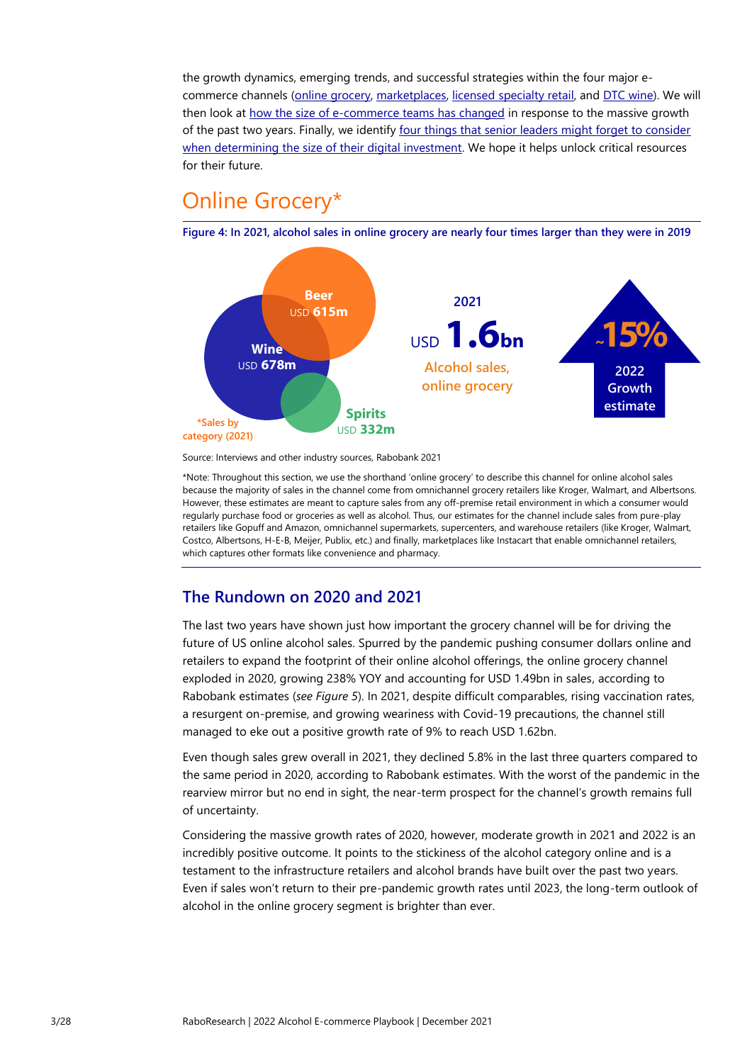the growth dynamics, emerging trends, and successful strategies within the four major e-commerce channels (online grocery, marketplaces, licensed specialty retail, and DTC wine). We will then look at how the size of e-commerce teams has changed in response to the massive growth of the past two years. Finally, we identify four things that senior leaders might forget to consider when determining the size of their digital investment. We hope it helps unlock critical resources for their future.

## Online Grocery*

**Figure 4: In 2021, alcohol sales in online grocery are nearly four times larger than they were in 2019**

**Beer** USD **615m**

**Wine** USD **678m**

**Spirits** USD **332m**

*Sales by category (2021)

2021

USD **1.6bn**

Alcohol sales, online grocery

~15%

2022 Growth estimate

Source: Interviews and other industry sources, Rabobank 2021

*Note: Throughout this section, we use the shorthand 'online grocery' to describe this channel for online alcohol sales because the majority of sales in the channel come from omnichannel grocery retailers like Kroger, Walmart, and Albertsons. However, these estimates are meant to capture sales from any off-premise retail environment in which a consumer would regularly purchase food or groceries as well as alcohol. Thus, our estimates for the channel include sales from pure-play retailers like Gopuff and Amazon, omnichannel supermarkets, supercenters, and warehouse retailers (like Kroger, Walmart, Costco, Albertsons, H-E-B, Meijer, Publix, etc.) and finally, marketplaces like Instacart that enable omnichannel retailers, which captures other formats like convenience and pharmacy.

### The Rundown on 2020 and 2021

The last two years have shown just how important the grocery channel will be for driving the future of US online alcohol sales. Spurred by the pandemic pushing consumer dollars online and retailers to expand the footprint of their online alcohol offerings, the online grocery channel exploded in 2020, growing 238% YOY and accounting for USD 1.49bn in sales, according to Rabobank estimates (*see Figure 5*). In 2021, despite difficult comparables, rising vaccination rates, a resurgent on-premise, and growing weariness with Covid-19 precautions, the channel still managed to eke out a positive growth rate of 9% to reach USD 1.62bn.

Even though sales grew overall in 2021, they declined 5.8% in the last three quarters compared to the same period in 2020, according to Rabobank estimates. With the worst of the pandemic in the rearview mirror but no end in sight, the near-term prospect for the channel's growth remains full of uncertainty.

Considering the massive growth rates of 2020, however, moderate growth in 2021 and 2022 is an incredibly positive outcome. It points to the stickiness of the alcohol category online and is a testament to the infrastructure retailers and alcohol brands have built over the past two years. Even if sales won't return to their pre-pandemic growth rates until 2023, the long-term outlook of alcohol in the online grocery segment is brighter than ever.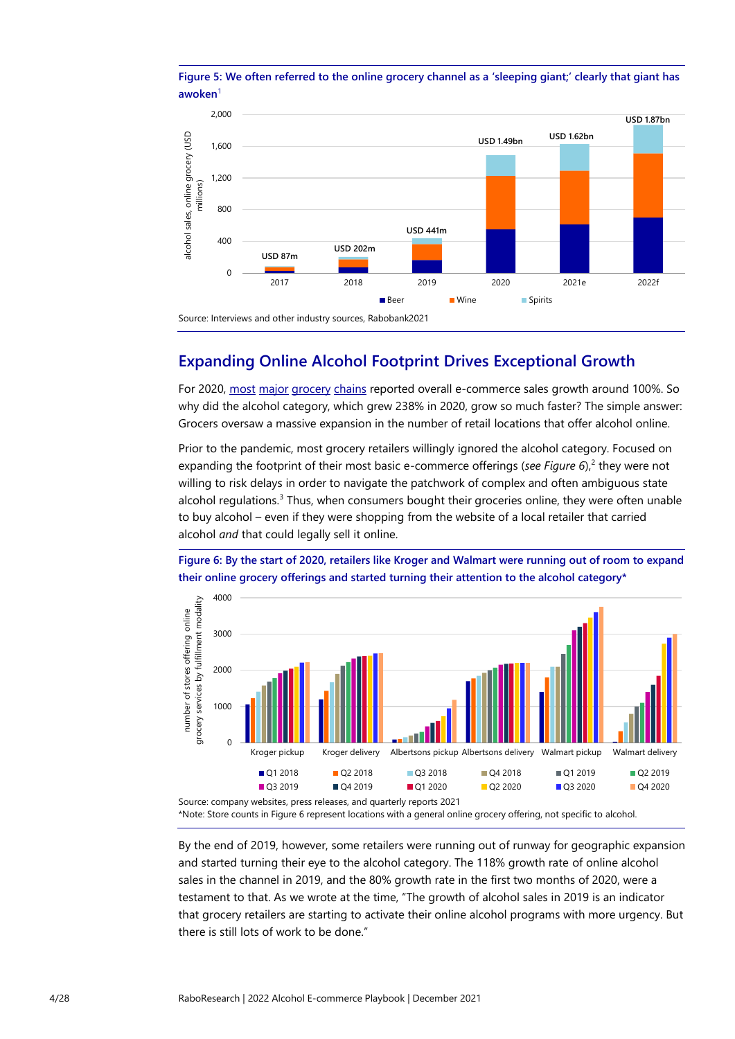**Figure 5: We often referred to the online grocery channel as a 'sleeping giant;' clearly that giant has awoken**[1]

Source: Interviews and other industry sources, Rabobank2021

## Expanding Online Alcohol Footprint Drives Exceptional Growth

For 2020, most major grocery chains reported overall e-commerce sales growth around 100%. So why did the alcohol category, which grew 238% in 2020, grow so much faster? The simple answer: Grocers oversaw a massive expansion in the number of retail locations that offer alcohol online.

Prior to the pandemic, most grocery retailers willingly ignored the alcohol category. Focused on expanding the footprint of their most basic e-commerce offerings (*see Figure 6*),[2] they were not willing to risk delays in order to navigate the patchwork of complex and often ambiguous state alcohol regulations.[3] Thus, when consumers bought their groceries online, they were often unable to buy alcohol – even if they were shopping from the website of a local retailer that carried alcohol *and* that could legally sell it online.

**Figure 6: By the start of 2020, retailers like Kroger and Walmart were running out of room to expand their online grocery offerings and started turning their attention to the alcohol category***

Source: company websites, press releases, and quarterly reports 2021
*Note: Store counts in Figure 6 represent locations with a general online grocery offering, not specific to alcohol.

By the end of 2019, however, some retailers were running out of runway for geographic expansion and started turning their eye to the alcohol category. The 118% growth rate of online alcohol sales in the channel in 2019, and the 80% growth rate in the first two months of 2020, were a testament to that. As we wrote at the time, "The growth of alcohol sales in 2019 is an indicator that grocery retailers are starting to activate their online alcohol programs with more urgency. But there is still lots of work to be done."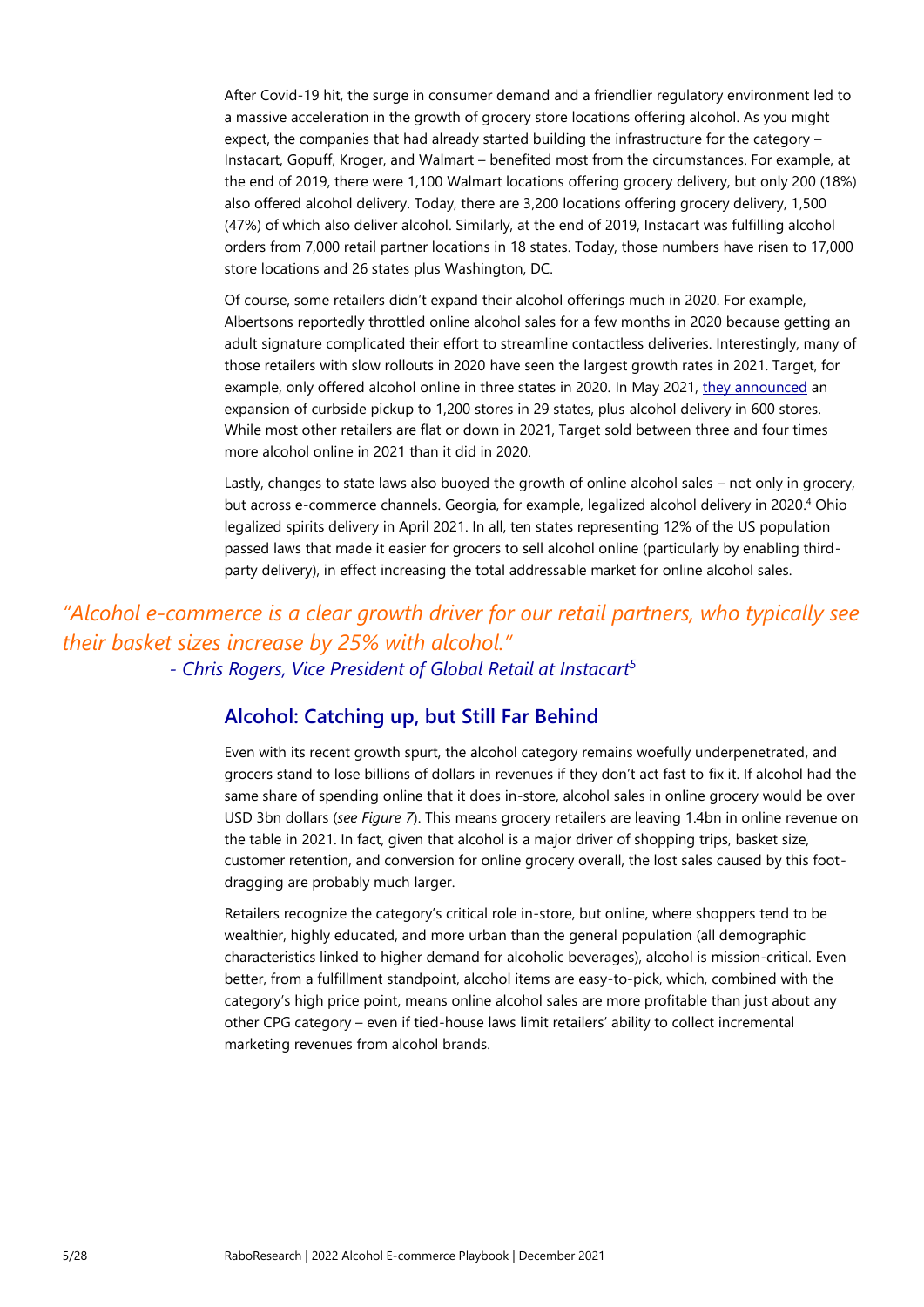After Covid-19 hit, the surge in consumer demand and a friendlier regulatory environment led to a massive acceleration in the growth of grocery store locations offering alcohol. As you might expect, the companies that had already started building the infrastructure for the category – Instacart, Gopuff, Kroger, and Walmart – benefited most from the circumstances. For example, at the end of 2019, there were 1,100 Walmart locations offering grocery delivery, but only 200 (18%) also offered alcohol delivery. Today, there are 3,200 locations offering grocery delivery, 1,500 (47%) of which also deliver alcohol. Similarly, at the end of 2019, Instacart was fulfilling alcohol orders from 7,000 retail partner locations in 18 states. Today, those numbers have risen to 17,000 store locations and 26 states plus Washington, DC.

Of course, some retailers didn't expand their alcohol offerings much in 2020. For example, Albertsons reportedly throttled online alcohol sales for a few months in 2020 because getting an adult signature complicated their effort to streamline contactless deliveries. Interestingly, many of those retailers with slow rollouts in 2020 have seen the largest growth rates in 2021. Target, for example, only offered alcohol online in three states in 2020. In May 2021, they announced an expansion of curbside pickup to 1,200 stores in 29 states, plus alcohol delivery in 600 stores. While most other retailers are flat or down in 2021, Target sold between three and four times more alcohol online in 2021 than it did in 2020.

Lastly, changes to state laws also buoyed the growth of online alcohol sales – not only in grocery, but across e-commerce channels. Georgia, for example, legalized alcohol delivery in 2020.[4] Ohio legalized spirits delivery in April 2021. In all, ten states representing 12% of the US population passed laws that made it easier for grocers to sell alcohol online (particularly by enabling third-party delivery), in effect increasing the total addressable market for online alcohol sales.

*"Alcohol e-commerce is a clear growth driver for our retail partners, who typically see their basket sizes increase by 25% with alcohol."*

*- Chris Rogers, Vice President of Global Retail at Instacart[5]*

## Alcohol: Catching up, but Still Far Behind

Even with its recent growth spurt, the alcohol category remains woefully underpenetrated, and grocers stand to lose billions of dollars in revenues if they don't act fast to fix it. If alcohol had the same share of spending online that it does in-store, alcohol sales in online grocery would be over USD 3bn dollars (*see Figure 7*). This means grocery retailers are leaving 1.4bn in online revenue on the table in 2021. In fact, given that alcohol is a major driver of shopping trips, basket size, customer retention, and conversion for online grocery overall, the lost sales caused by this foot-dragging are probably much larger.

Retailers recognize the category's critical role in-store, but online, where shoppers tend to be wealthier, highly educated, and more urban than the general population (all demographic characteristics linked to higher demand for alcoholic beverages), alcohol is mission-critical. Even better, from a fulfillment standpoint, alcohol items are easy-to-pick, which, combined with the category's high price point, means online alcohol sales are more profitable than just about any other CPG category – even if tied-house laws limit retailers' ability to collect incremental marketing revenues from alcohol brands.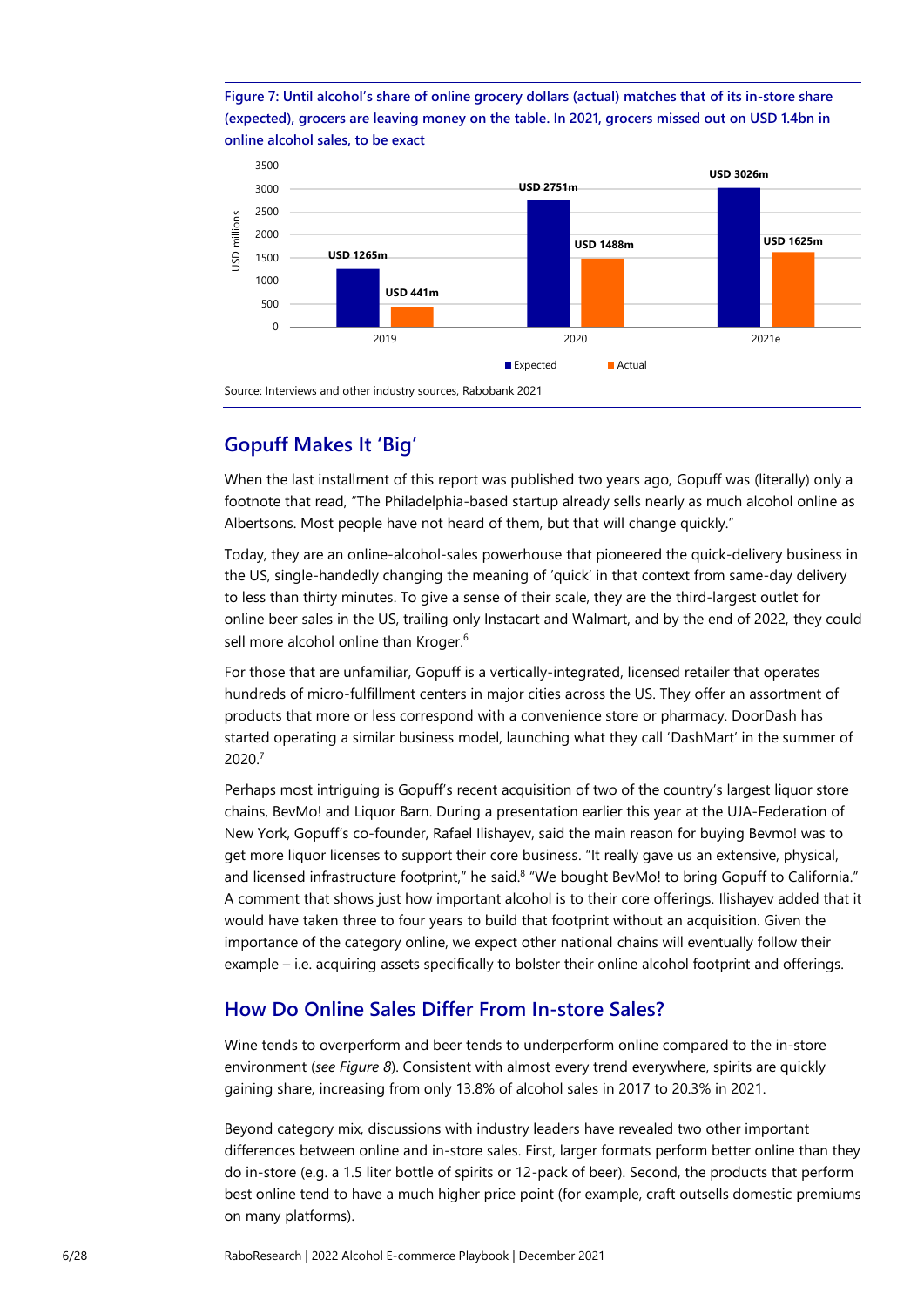**Figure 7: Until alcohol's share of online grocery dollars (actual) matches that of its in-store share (expected), grocers are leaving money on the table. In 2021, grocers missed out on USD 1.4bn in online alcohol sales, to be exact**

| USD millions | Expected | Actual |
|---|---|---|
| 2019 | USD 1265m | USD 441m |
| 2020 | USD 2751m | USD 1488m |
| 2021e | USD 3026m | USD 1625m |

Source: Interviews and other industry sources, Rabobank 2021

## Gopuff Makes It 'Big'

When the last installment of this report was published two years ago, Gopuff was (literally) only a footnote that read, "The Philadelphia-based startup already sells nearly as much alcohol online as Albertsons. Most people have not heard of them, but that will change quickly."

Today, they are an online-alcohol-sales powerhouse that pioneered the quick-delivery business in the US, single-handedly changing the meaning of 'quick' in that context from same-day delivery to less than thirty minutes. To give a sense of their scale, they are the third-largest outlet for online beer sales in the US, trailing only Instacart and Walmart, and by the end of 2022, they could sell more alcohol online than Kroger.[6]

For those that are unfamiliar, Gopuff is a vertically-integrated, licensed retailer that operates hundreds of micro-fulfillment centers in major cities across the US. They offer an assortment of products that more or less correspond with a convenience store or pharmacy. DoorDash has started operating a similar business model, launching what they call 'DashMart' in the summer of 2020.[7]

Perhaps most intriguing is Gopuff's recent acquisition of two of the country's largest liquor store chains, BevMo! and Liquor Barn. During a presentation earlier this year at the UJA-Federation of New York, Gopuff's co-founder, Rafael Ilishayev, said the main reason for buying Bevmo! was to get more liquor licenses to support their core business. "It really gave us an extensive, physical, and licensed infrastructure footprint," he said.[8] "We bought BevMo! to bring Gopuff to California." A comment that shows just how important alcohol is to their core offerings. Ilishayev added that it would have taken three to four years to build that footprint without an acquisition. Given the importance of the category online, we expect other national chains will eventually follow their example – i.e. acquiring assets specifically to bolster their online alcohol footprint and offerings.

## How Do Online Sales Differ From In-store Sales?

Wine tends to overperform and beer tends to underperform online compared to the in-store environment (*see Figure 8*). Consistent with almost every trend everywhere, spirits are quickly gaining share, increasing from only 13.8% of alcohol sales in 2017 to 20.3% in 2021.

Beyond category mix, discussions with industry leaders have revealed two other important differences between online and in-store sales. First, larger formats perform better online than they do in-store (e.g. a 1.5 liter bottle of spirits or 12-pack of beer). Second, the products that perform best online tend to have a much higher price point (for example, craft outsells domestic premiums on many platforms).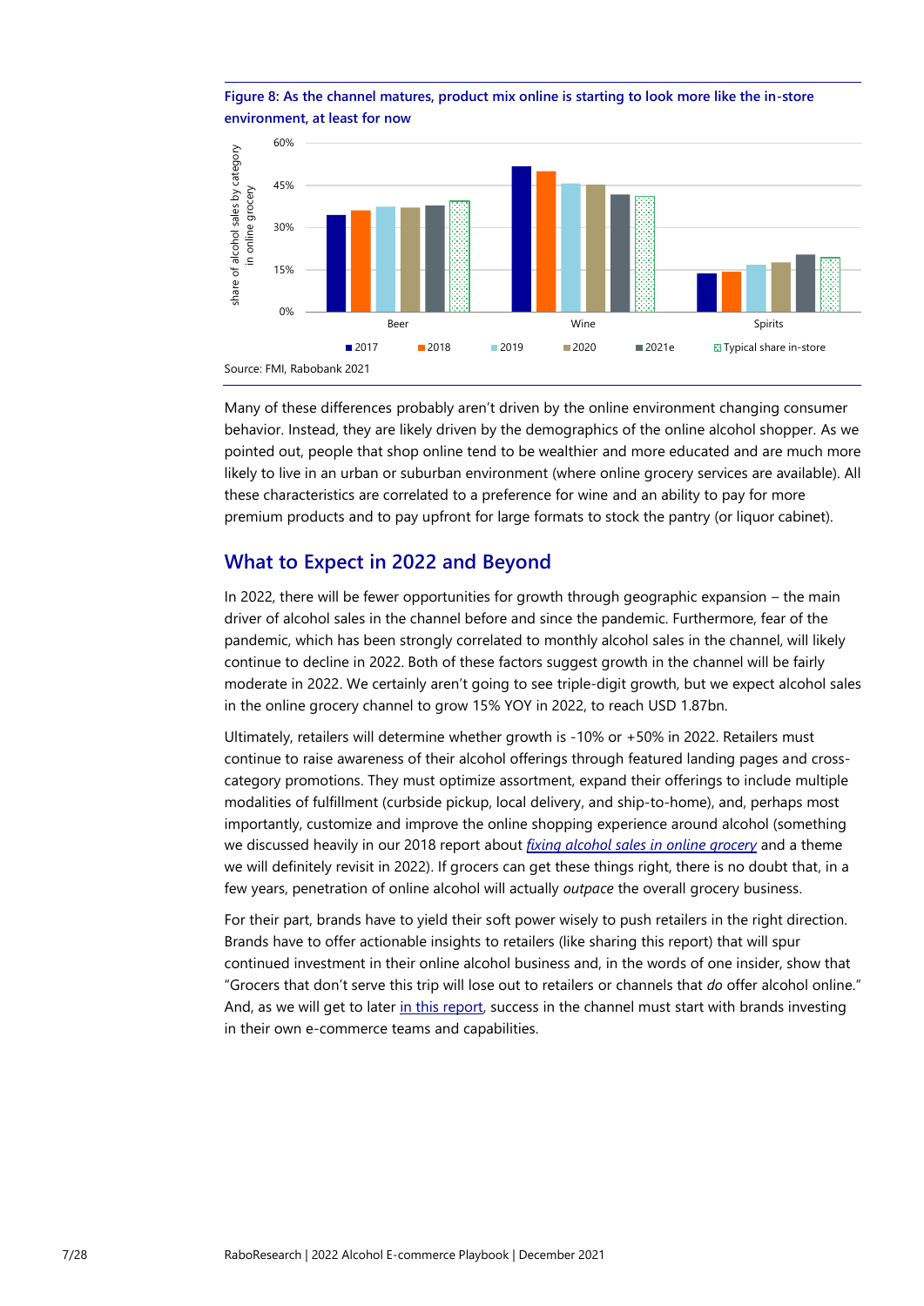**Figure 8: As the channel matures, product mix online is starting to look more like the in-store environment, at least for now**

Source: FMI, Rabobank 2021

Many of these differences probably aren't driven by the online environment changing consumer behavior. Instead, they are likely driven by the demographics of the online alcohol shopper. As we pointed out, people that shop online tend to be wealthier and more educated and are much more likely to live in an urban or suburban environment (where online grocery services are available). All these characteristics are correlated to a preference for wine and an ability to pay for more premium products and to pay upfront for large formats to stock the pantry (or liquor cabinet).

## What to Expect in 2022 and Beyond

In 2022, there will be fewer opportunities for growth through geographic expansion – the main driver of alcohol sales in the channel before and since the pandemic. Furthermore, fear of the pandemic, which has been strongly correlated to monthly alcohol sales in the channel, will likely continue to decline in 2022. Both of these factors suggest growth in the channel will be fairly moderate in 2022. We certainly aren't going to see triple-digit growth, but we expect alcohol sales in the online grocery channel to grow 15% YOY in 2022, to reach USD 1.87bn.

Ultimately, retailers will determine whether growth is -10% or +50% in 2022. Retailers must continue to raise awareness of their alcohol offerings through featured landing pages and cross-category promotions. They must optimize assortment, expand their offerings to include multiple modalities of fulfillment (curbside pickup, local delivery, and ship-to-home), and, perhaps most importantly, customize and improve the online shopping experience around alcohol (something we discussed heavily in our 2018 report about *fixing alcohol sales in online grocery* and a theme we will definitely revisit in 2022). If grocers can get these things right, there is no doubt that, in a few years, penetration of online alcohol will actually *outpace* the overall grocery business.

For their part, brands have to yield their soft power wisely to push retailers in the right direction. Brands have to offer actionable insights to retailers (like sharing this report) that will spur continued investment in their online alcohol business and, in the words of one insider, show that "Grocers that don't serve this trip will lose out to retailers or channels that *do* offer alcohol online." And, as we will get to later in this report, success in the channel must start with brands investing in their own e-commerce teams and capabilities.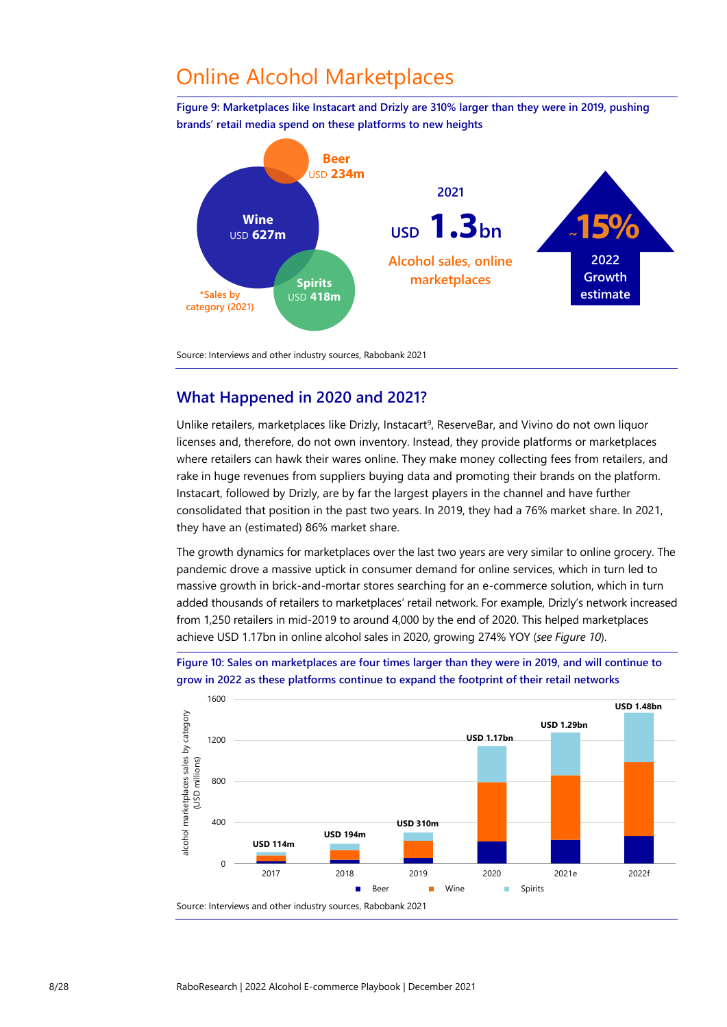# Online Alcohol Marketplaces

**Figure 9: Marketplaces like Instacart and Drizly are 310% larger than they were in 2019, pushing brands' retail media spend on these platforms to new heights**

Beer USD 234m

Wine USD 627m

Spirits USD 418m

*Sales by category (2021)

2021

USD 1.3bn

Alcohol sales, online marketplaces

~15%

2022 Growth estimate

Source: Interviews and other industry sources, Rabobank 2021

## What Happened in 2020 and 2021?

Unlike retailers, marketplaces like Drizly, Instacart[9], ReserveBar, and Vivino do not own liquor licenses and, therefore, do not own inventory. Instead, they provide platforms or marketplaces where retailers can hawk their wares online. They make money collecting fees from retailers, and rake in huge revenues from suppliers buying data and promoting their brands on the platform. Instacart, followed by Drizly, are by far the largest players in the channel and have further consolidated that position in the past two years. In 2019, they had a 76% market share. In 2021, they have an (estimated) 86% market share.

The growth dynamics for marketplaces over the last two years are very similar to online grocery. The pandemic drove a massive uptick in consumer demand for online services, which in turn led to massive growth in brick-and-mortar stores searching for an e-commerce solution, which in turn added thousands of retailers to marketplaces' retail network. For example, Drizly's network increased from 1,250 retailers in mid-2019 to around 4,000 by the end of 2020. This helped marketplaces achieve USD 1.17bn in online alcohol sales in 2020, growing 274% YOY (*see Figure 10*).

**Figure 10: Sales on marketplaces are four times larger than they were in 2019, and will continue to grow in 2022 as these platforms continue to expand the footprint of their retail networks**

| Year | Total alcohol marketplaces sales (USD) |
|---|---|
| 2017 | USD 114m |
| 2018 | USD 194m |
| 2019 | USD 310m |
| 2020 | USD 1.17bn |
| 2021e | USD 1.29bn |
| 2022f | USD 1.48bn |

Y-axis: alcohol marketplaces sales by category (USD millions); categories: Beer, Wine, Spirits

Source: Interviews and other industry sources, Rabobank 2021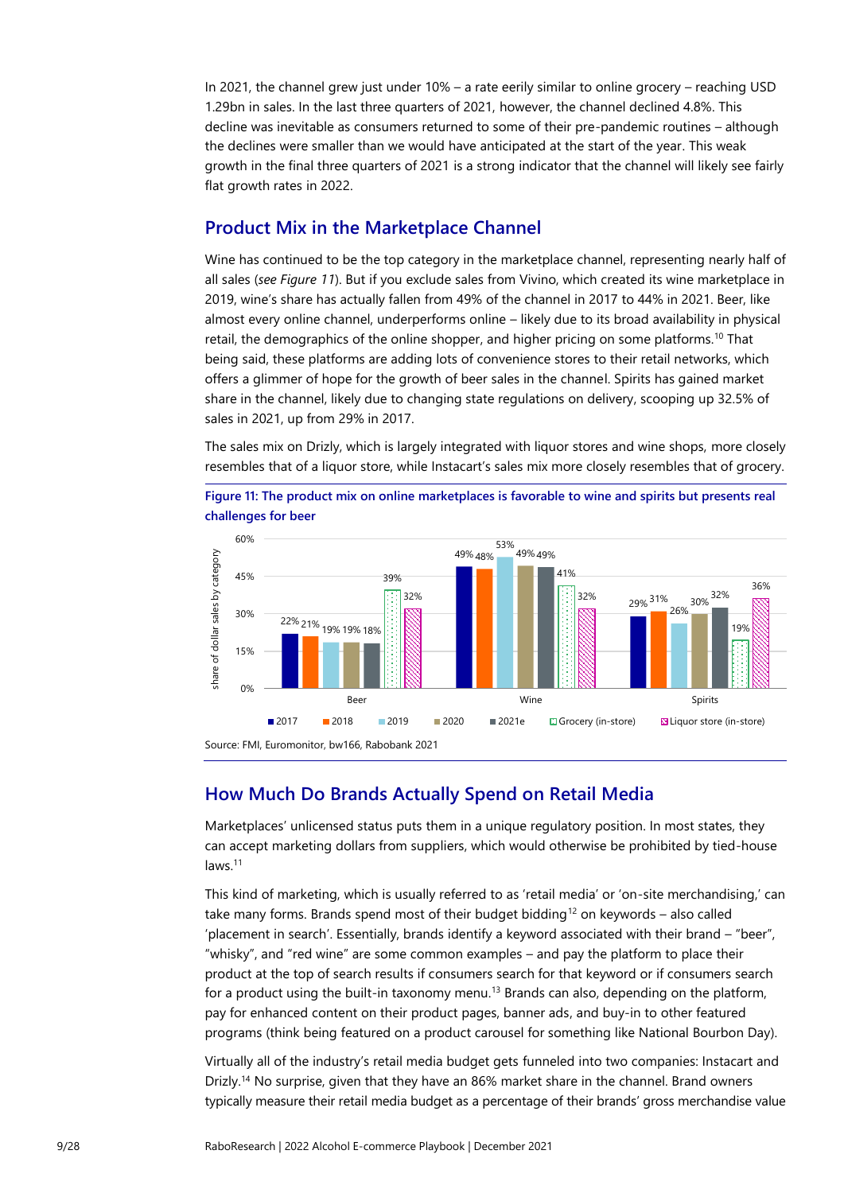In 2021, the channel grew just under 10% – a rate eerily similar to online grocery – reaching USD 1.29bn in sales. In the last three quarters of 2021, however, the channel declined 4.8%. This decline was inevitable as consumers returned to some of their pre-pandemic routines – although the declines were smaller than we would have anticipated at the start of the year. This weak growth in the final three quarters of 2021 is a strong indicator that the channel will likely see fairly flat growth rates in 2022.

## Product Mix in the Marketplace Channel

Wine has continued to be the top category in the marketplace channel, representing nearly half of all sales (*see Figure 11*). But if you exclude sales from Vivino, which created its wine marketplace in 2019, wine's share has actually fallen from 49% of the channel in 2017 to 44% in 2021. Beer, like almost every online channel, underperforms online – likely due to its broad availability in physical retail, the demographics of the online shopper, and higher pricing on some platforms.[10] That being said, these platforms are adding lots of convenience stores to their retail networks, which offers a glimmer of hope for the growth of beer sales in the channel. Spirits has gained market share in the channel, likely due to changing state regulations on delivery, scooping up 32.5% of sales in 2021, up from 29% in 2017.

The sales mix on Drizly, which is largely integrated with liquor stores and wine shops, more closely resembles that of a liquor store, while Instacart's sales mix more closely resembles that of grocery.

**Figure 11: The product mix on online marketplaces is favorable to wine and spirits but presents real challenges for beer**

Share of dollar sales by category:

| Category | 2017 | 2018 | 2019 | 2020 | 2021e | Grocery (in-store) | Liquor store (in-store) |
|---|---|---|---|---|---|---|---|
| Beer | 22% | 21% | 19% | 19% | 18% | 39% | 32% |
| Wine | 49% | 48% | 53% | 49% | 49% | 41% | 32% |
| Spirits | 29% | 31% | 26% | 30% | 32% | 19% | 36% |

Source: FMI, Euromonitor, bw166, Rabobank 2021

## How Much Do Brands Actually Spend on Retail Media

Marketplaces' unlicensed status puts them in a unique regulatory position. In most states, they can accept marketing dollars from suppliers, which would otherwise be prohibited by tied-house laws.[11]

This kind of marketing, which is usually referred to as 'retail media' or 'on-site merchandising,' can take many forms. Brands spend most of their budget bidding[12] on keywords – also called 'placement in search'. Essentially, brands identify a keyword associated with their brand – "beer", "whisky", and "red wine" are some common examples – and pay the platform to place their product at the top of search results if consumers search for that keyword or if consumers search for a product using the built-in taxonomy menu.[13] Brands can also, depending on the platform, pay for enhanced content on their product pages, banner ads, and buy-in to other featured programs (think being featured on a product carousel for something like National Bourbon Day).

Virtually all of the industry's retail media budget gets funneled into two companies: Instacart and Drizly.[14] No surprise, given that they have an 86% market share in the channel. Brand owners typically measure their retail media budget as a percentage of their brands' gross merchandise value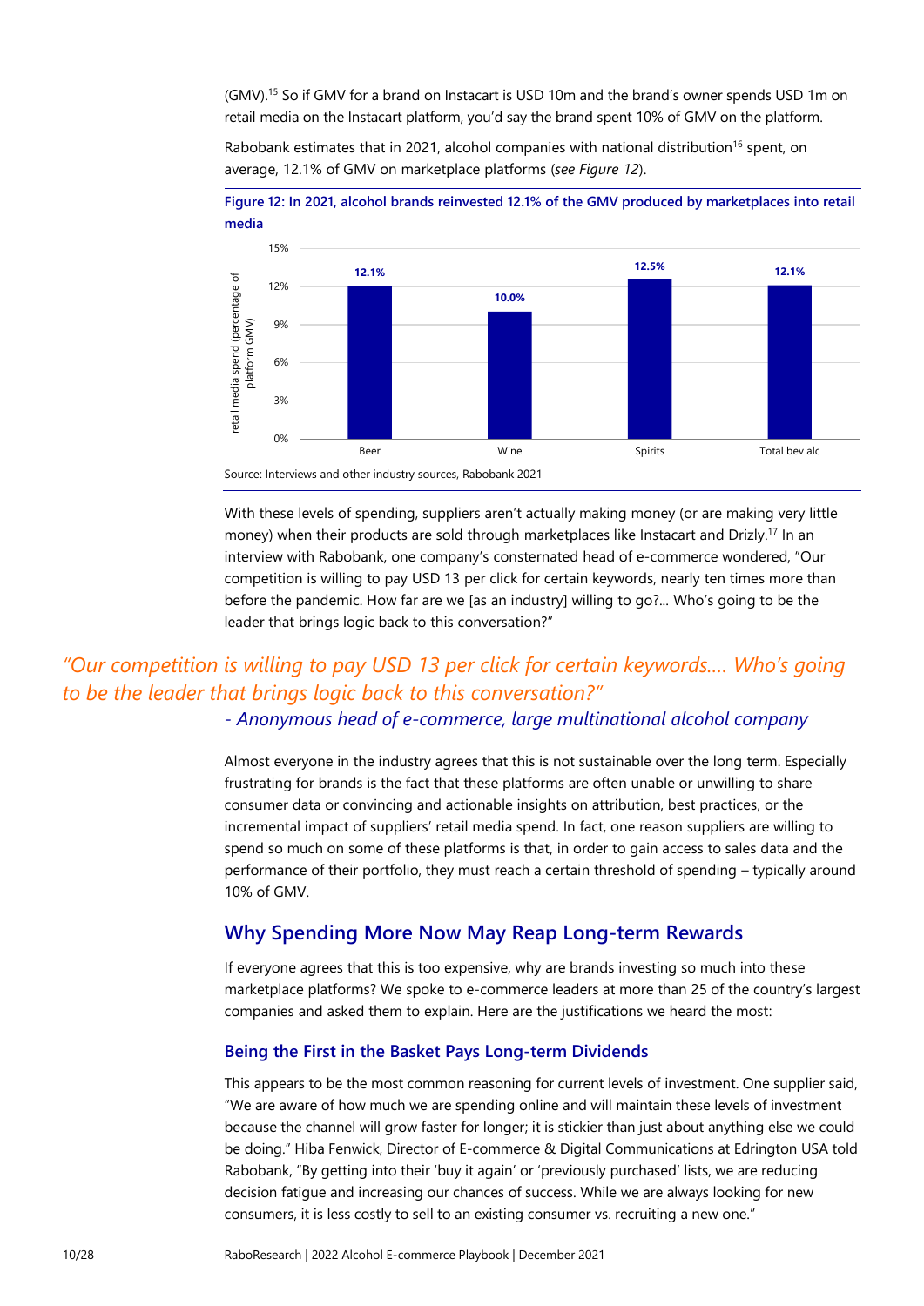(GMV).[15] So if GMV for a brand on Instacart is USD 10m and the brand's owner spends USD 1m on retail media on the Instacart platform, you'd say the brand spent 10% of GMV on the platform.

Rabobank estimates that in 2021, alcohol companies with national distribution[16] spent, on average, 12.1% of GMV on marketplace platforms (*see Figure 12*).

**Figure 12: In 2021, alcohol brands reinvested 12.1% of the GMV produced by marketplaces into retail media**

| Category | Retail media spend (percentage of platform GMV) |
|---|---|
| Beer | 12.1% |
| Wine | 10.0% |
| Spirits | 12.5% |
| Total bev alc | 12.1% |

Source: Interviews and other industry sources, Rabobank 2021

With these levels of spending, suppliers aren't actually making money (or are making very little money) when their products are sold through marketplaces like Instacart and Drizly.[17] In an interview with Rabobank, one company's consternated head of e-commerce wondered, "Our competition is willing to pay USD 13 per click for certain keywords, nearly ten times more than before the pandemic. How far are we [as an industry] willing to go?... Who's going to be the leader that brings logic back to this conversation?"

> *"Our competition is willing to pay USD 13 per click for certain keywords.... Who's going to be the leader that brings logic back to this conversation?"*
>
> *- Anonymous head of e-commerce, large multinational alcohol company*

Almost everyone in the industry agrees that this is not sustainable over the long term. Especially frustrating for brands is the fact that these platforms are often unable or unwilling to share consumer data or convincing and actionable insights on attribution, best practices, or the incremental impact of suppliers' retail media spend. In fact, one reason suppliers are willing to spend so much on some of these platforms is that, in order to gain access to sales data and the performance of their portfolio, they must reach a certain threshold of spending – typically around 10% of GMV.

## Why Spending More Now May Reap Long-term Rewards

If everyone agrees that this is too expensive, why are brands investing so much into these marketplace platforms? We spoke to e-commerce leaders at more than 25 of the country's largest companies and asked them to explain. Here are the justifications we heard the most:

### Being the First in the Basket Pays Long-term Dividends

This appears to be the most common reasoning for current levels of investment. One supplier said, "We are aware of how much we are spending online and will maintain these levels of investment because the channel will grow faster for longer; it is stickier than just about anything else we could be doing." Hiba Fenwick, Director of E-commerce & Digital Communications at Edrington USA told Rabobank, "By getting into their 'buy it again' or 'previously purchased' lists, we are reducing decision fatigue and increasing our chances of success. While we are always looking for new consumers, it is less costly to sell to an existing consumer vs. recruiting a new one."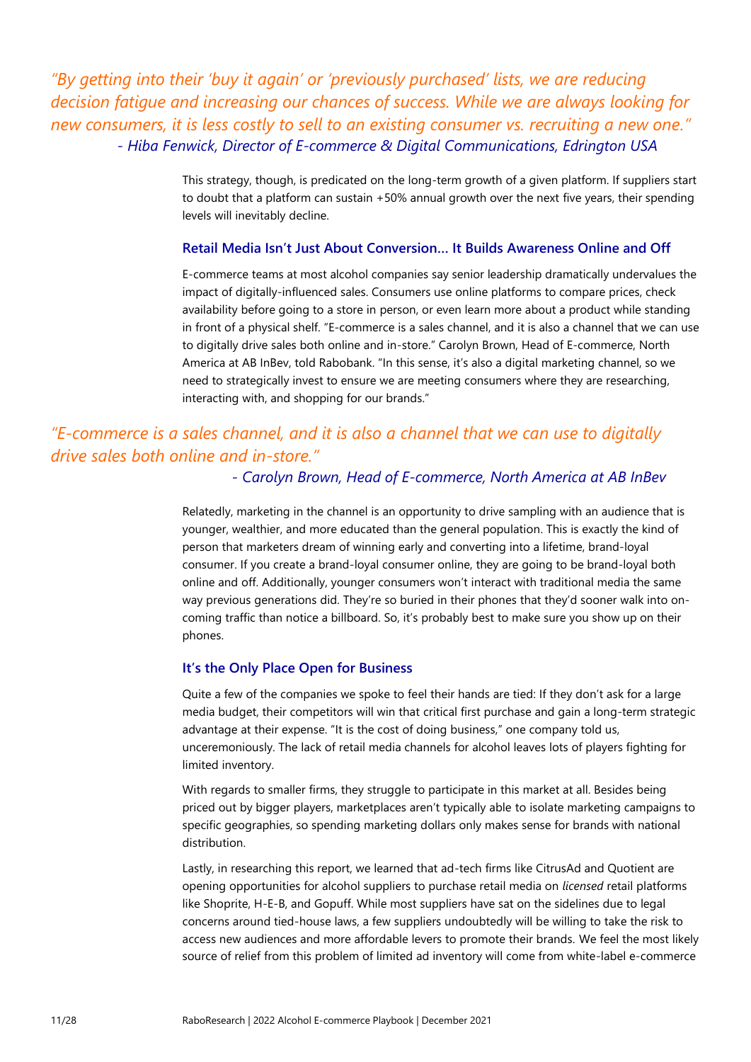*"By getting into their 'buy it again' or 'previously purchased' lists, we are reducing decision fatigue and increasing our chances of success. While we are always looking for new consumers, it is less costly to sell to an existing consumer vs. recruiting a new one."*
*- Hiba Fenwick, Director of E-commerce & Digital Communications, Edrington USA*

This strategy, though, is predicated on the long-term growth of a given platform. If suppliers start to doubt that a platform can sustain +50% annual growth over the next five years, their spending levels will inevitably decline.

### Retail Media Isn't Just About Conversion… It Builds Awareness Online and Off

E-commerce teams at most alcohol companies say senior leadership dramatically undervalues the impact of digitally-influenced sales. Consumers use online platforms to compare prices, check availability before going to a store in person, or even learn more about a product while standing in front of a physical shelf. "E-commerce is a sales channel, and it is also a channel that we can use to digitally drive sales both online and in-store." Carolyn Brown, Head of E-commerce, North America at AB InBev, told Rabobank. "In this sense, it's also a digital marketing channel, so we need to strategically invest to ensure we are meeting consumers where they are researching, interacting with, and shopping for our brands."

*"E-commerce is a sales channel, and it is also a channel that we can use to digitally drive sales both online and in-store."*
*- Carolyn Brown, Head of E-commerce, North America at AB InBev*

Relatedly, marketing in the channel is an opportunity to drive sampling with an audience that is younger, wealthier, and more educated than the general population. This is exactly the kind of person that marketers dream of winning early and converting into a lifetime, brand-loyal consumer. If you create a brand-loyal consumer online, they are going to be brand-loyal both online and off. Additionally, younger consumers won't interact with traditional media the same way previous generations did. They're so buried in their phones that they'd sooner walk into on-coming traffic than notice a billboard. So, it's probably best to make sure you show up on their phones.

### It's the Only Place Open for Business

Quite a few of the companies we spoke to feel their hands are tied: If they don't ask for a large media budget, their competitors will win that critical first purchase and gain a long-term strategic advantage at their expense. "It is the cost of doing business," one company told us, unceremoniously. The lack of retail media channels for alcohol leaves lots of players fighting for limited inventory.

With regards to smaller firms, they struggle to participate in this market at all. Besides being priced out by bigger players, marketplaces aren't typically able to isolate marketing campaigns to specific geographies, so spending marketing dollars only makes sense for brands with national distribution.

Lastly, in researching this report, we learned that ad-tech firms like CitrusAd and Quotient are opening opportunities for alcohol suppliers to purchase retail media on *licensed* retail platforms like Shoprite, H-E-B, and Gopuff. While most suppliers have sat on the sidelines due to legal concerns around tied-house laws, a few suppliers undoubtedly will be willing to take the risk to access new audiences and more affordable levers to promote their brands. We feel the most likely source of relief from this problem of limited ad inventory will come from white-label e-commerce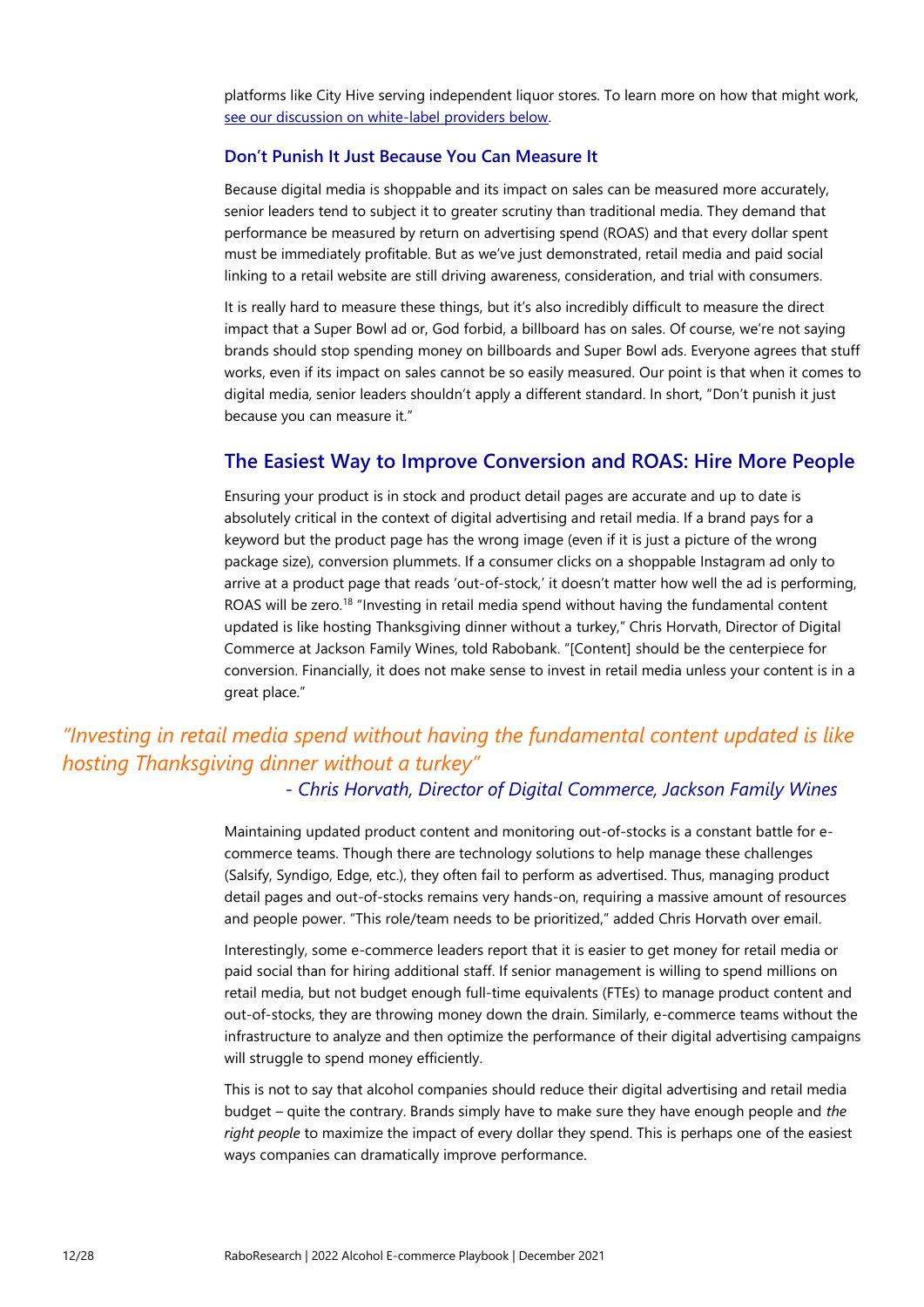platforms like City Hive serving independent liquor stores. To learn more on how that might work, [see our discussion on white-label providers below](#).

### Don't Punish It Just Because You Can Measure It

Because digital media is shoppable and its impact on sales can be measured more accurately, senior leaders tend to subject it to greater scrutiny than traditional media. They demand that performance be measured by return on advertising spend (ROAS) and that every dollar spent must be immediately profitable. But as we've just demonstrated, retail media and paid social linking to a retail website are still driving awareness, consideration, and trial with consumers.

It is really hard to measure these things, but it's also incredibly difficult to measure the direct impact that a Super Bowl ad or, God forbid, a billboard has on sales. Of course, we're not saying brands should stop spending money on billboards and Super Bowl ads. Everyone agrees that stuff works, even if its impact on sales cannot be so easily measured. Our point is that when it comes to digital media, senior leaders shouldn't apply a different standard. In short, "Don't punish it just because you can measure it."

## The Easiest Way to Improve Conversion and ROAS: Hire More People

Ensuring your product is in stock and product detail pages are accurate and up to date is absolutely critical in the context of digital advertising and retail media. If a brand pays for a keyword but the product page has the wrong image (even if it is just a picture of the wrong package size), conversion plummets. If a consumer clicks on a shoppable Instagram ad only to arrive at a product page that reads 'out-of-stock,' it doesn't matter how well the ad is performing, ROAS will be zero.[18] "Investing in retail media spend without having the fundamental content updated is like hosting Thanksgiving dinner without a turkey," Chris Horvath, Director of Digital Commerce at Jackson Family Wines, told Rabobank. "[Content] should be the centerpiece for conversion. Financially, it does not make sense to invest in retail media unless your content is in a great place."

> *"Investing in retail media spend without having the fundamental content updated is like hosting Thanksgiving dinner without a turkey"*
>
> *- Chris Horvath, Director of Digital Commerce, Jackson Family Wines*

Maintaining updated product content and monitoring out-of-stocks is a constant battle for e-commerce teams. Though there are technology solutions to help manage these challenges (Salsify, Syndigo, Edge, etc.), they often fail to perform as advertised. Thus, managing product detail pages and out-of-stocks remains very hands-on, requiring a massive amount of resources and people power. "This role/team needs to be prioritized," added Chris Horvath over email.

Interestingly, some e-commerce leaders report that it is easier to get money for retail media or paid social than for hiring additional staff. If senior management is willing to spend millions on retail media, but not budget enough full-time equivalents (FTEs) to manage product content and out-of-stocks, they are throwing money down the drain. Similarly, e-commerce teams without the infrastructure to analyze and then optimize the performance of their digital advertising campaigns will struggle to spend money efficiently.

This is not to say that alcohol companies should reduce their digital advertising and retail media budget – quite the contrary. Brands simply have to make sure they have enough people and *the right people* to maximize the impact of every dollar they spend. This is perhaps one of the easiest ways companies can dramatically improve performance.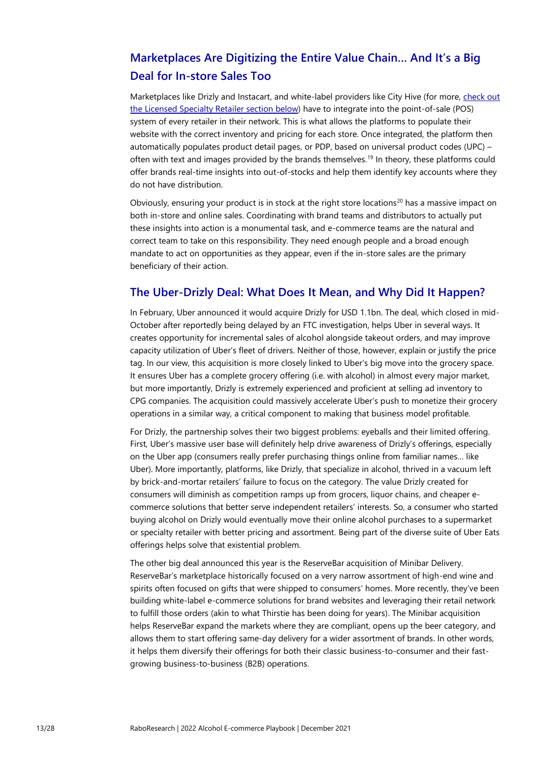## Marketplaces Are Digitizing the Entire Value Chain… And It's a Big Deal for In-store Sales Too

Marketplaces like Drizly and Instacart, and white-label providers like City Hive (for more, check out the Licensed Specialty Retailer section below) have to integrate into the point-of-sale (POS) system of every retailer in their network. This is what allows the platforms to populate their website with the correct inventory and pricing for each store. Once integrated, the platform then automatically populates product detail pages, or PDP, based on universal product codes (UPC) – often with text and images provided by the brands themselves.[19] In theory, these platforms could offer brands real-time insights into out-of-stocks and help them identify key accounts where they do not have distribution.

Obviously, ensuring your product is in stock at the right store locations[20] has a massive impact on both in-store and online sales. Coordinating with brand teams and distributors to actually put these insights into action is a monumental task, and e-commerce teams are the natural and correct team to take on this responsibility. They need enough people and a broad enough mandate to act on opportunities as they appear, even if the in-store sales are the primary beneficiary of their action.

## The Uber-Drizly Deal: What Does It Mean, and Why Did It Happen?

In February, Uber announced it would acquire Drizly for USD 1.1bn. The deal, which closed in mid-October after reportedly being delayed by an FTC investigation, helps Uber in several ways. It creates opportunity for incremental sales of alcohol alongside takeout orders, and may improve capacity utilization of Uber's fleet of drivers. Neither of those, however, explain or justify the price tag. In our view, this acquisition is more closely linked to Uber's big move into the grocery space. It ensures Uber has a complete grocery offering (i.e. with alcohol) in almost every major market, but more importantly, Drizly is extremely experienced and proficient at selling ad inventory to CPG companies. The acquisition could massively accelerate Uber's push to monetize their grocery operations in a similar way, a critical component to making that business model profitable.

For Drizly, the partnership solves their two biggest problems: eyeballs and their limited offering. First, Uber's massive user base will definitely help drive awareness of Drizly's offerings, especially on the Uber app (consumers really prefer purchasing things online from familiar names… like Uber). More importantly, platforms, like Drizly, that specialize in alcohol, thrived in a vacuum left by brick-and-mortar retailers' failure to focus on the category. The value Drizly created for consumers will diminish as competition ramps up from grocers, liquor chains, and cheaper e-commerce solutions that better serve independent retailers' interests. So, a consumer who started buying alcohol on Drizly would eventually move their online alcohol purchases to a supermarket or specialty retailer with better pricing and assortment. Being part of the diverse suite of Uber Eats offerings helps solve that existential problem.

The other big deal announced this year is the ReserveBar acquisition of Minibar Delivery. ReserveBar's marketplace historically focused on a very narrow assortment of high-end wine and spirits often focused on gifts that were shipped to consumers' homes. More recently, they've been building white-label e-commerce solutions for brand websites and leveraging their retail network to fulfill those orders (akin to what Thirstie has been doing for years). The Minibar acquisition helps ReserveBar expand the markets where they are compliant, opens up the beer category, and allows them to start offering same-day delivery for a wider assortment of brands. In other words, it helps them diversify their offerings for both their classic business-to-consumer and their fast-growing business-to-business (B2B) operations.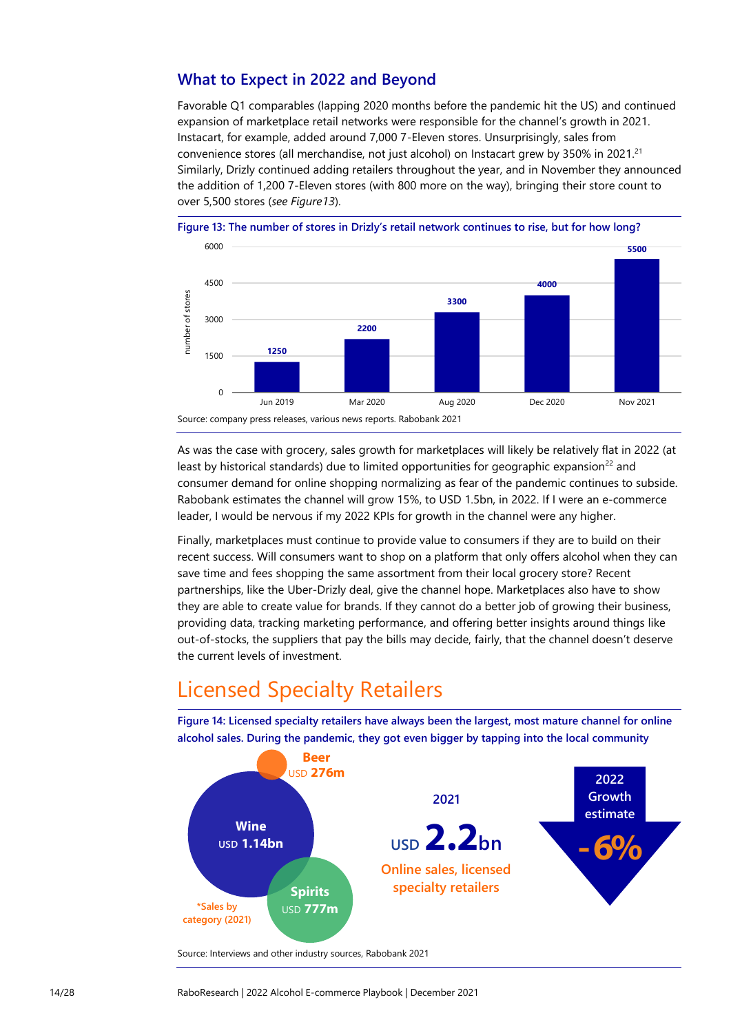## What to Expect in 2022 and Beyond

Favorable Q1 comparables (lapping 2020 months before the pandemic hit the US) and continued expansion of marketplace retail networks were responsible for the channel's growth in 2021. Instacart, for example, added around 7,000 7-Eleven stores. Unsurprisingly, sales from convenience stores (all merchandise, not just alcohol) on Instacart grew by 350% in 2021.[21] Similarly, Drizly continued adding retailers throughout the year, and in November they announced the addition of 1,200 7-Eleven stores (with 800 more on the way), bringing their store count to over 5,500 stores (*see Figure13*).

**Figure 13: The number of stores in Drizly's retail network continues to rise, but for how long?**

| Date | Number of stores |
| --- | --- |
| Jun 2019 | 1250 |
| Mar 2020 | 2200 |
| Aug 2020 | 3300 |
| Dec 2020 | 4000 |
| Nov 2021 | 5500 |

Source: company press releases, various news reports. Rabobank 2021

As was the case with grocery, sales growth for marketplaces will likely be relatively flat in 2022 (at least by historical standards) due to limited opportunities for geographic expansion[22] and consumer demand for online shopping normalizing as fear of the pandemic continues to subside. Rabobank estimates the channel will grow 15%, to USD 1.5bn, in 2022. If I were an e-commerce leader, I would be nervous if my 2022 KPIs for growth in the channel were any higher.

Finally, marketplaces must continue to provide value to consumers if they are to build on their recent success. Will consumers want to shop on a platform that only offers alcohol when they can save time and fees shopping the same assortment from their local grocery store? Recent partnerships, like the Uber-Drizly deal, give the channel hope. Marketplaces also have to show they are able to create value for brands. If they cannot do a better job of growing their business, providing data, tracking marketing performance, and offering better insights around things like out-of-stocks, the suppliers that pay the bills may decide, fairly, that the channel doesn't deserve the current levels of investment.

# Licensed Specialty Retailers

**Figure 14: Licensed specialty retailers have always been the largest, most mature channel for online alcohol sales. During the pandemic, they got even bigger by tapping into the local community**

*Sales by category (2021):
- Wine: USD 1.14bn
- Spirits: USD 777m
- Beer: USD 276m

2021: USD 2.2bn — Online sales, licensed specialty retailers

2022 Growth estimate: -6%

Source: Interviews and other industry sources, Rabobank 2021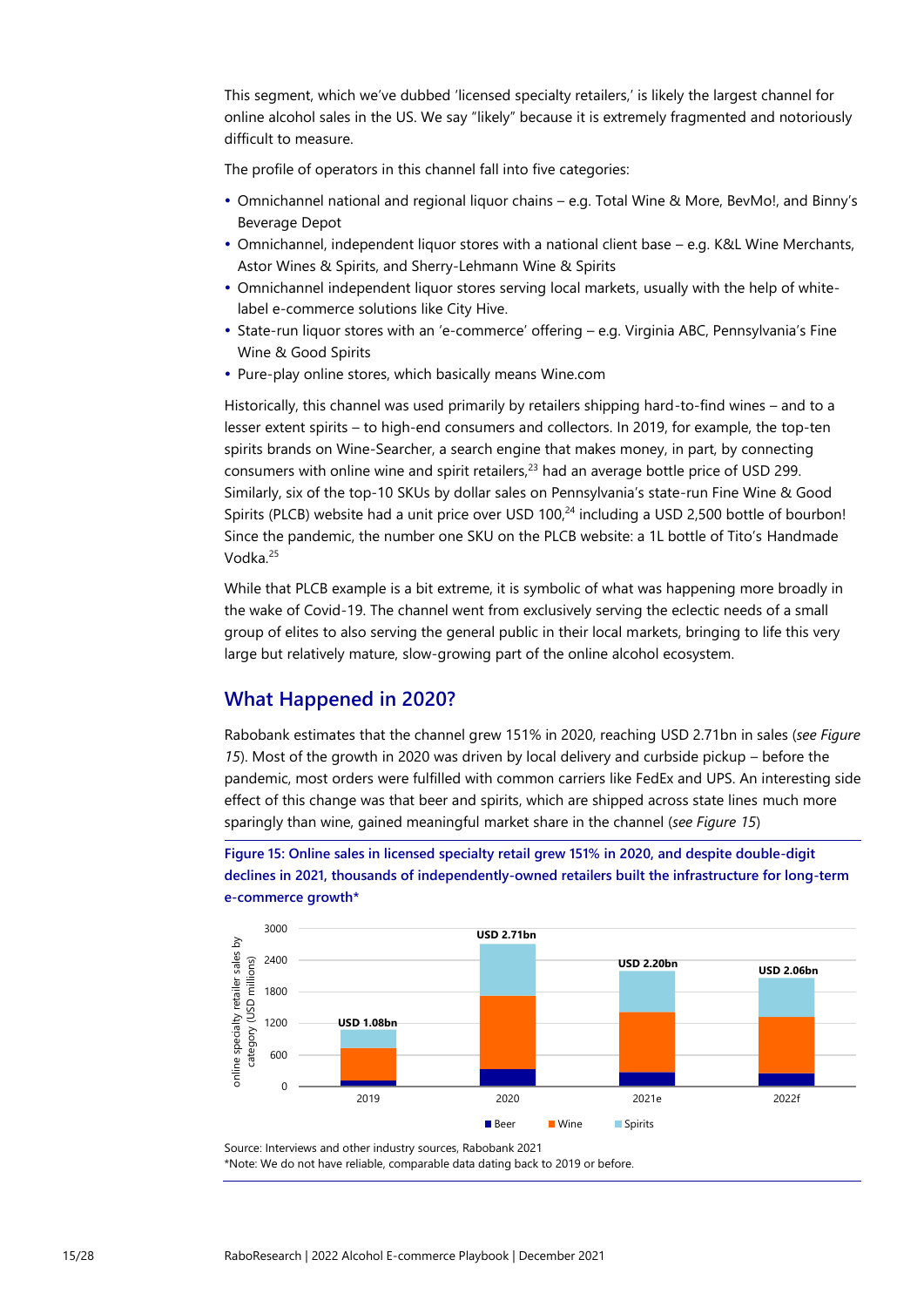This segment, which we've dubbed 'licensed specialty retailers,' is likely the largest channel for online alcohol sales in the US. We say "likely" because it is extremely fragmented and notoriously difficult to measure.

The profile of operators in this channel fall into five categories:

- Omnichannel national and regional liquor chains – e.g. Total Wine & More, BevMo!, and Binny's Beverage Depot
- Omnichannel, independent liquor stores with a national client base – e.g. K&L Wine Merchants, Astor Wines & Spirits, and Sherry-Lehmann Wine & Spirits
- Omnichannel independent liquor stores serving local markets, usually with the help of white-label e-commerce solutions like City Hive.
- State-run liquor stores with an 'e-commerce' offering – e.g. Virginia ABC, Pennsylvania's Fine Wine & Good Spirits
- Pure-play online stores, which basically means Wine.com

Historically, this channel was used primarily by retailers shipping hard-to-find wines – and to a lesser extent spirits – to high-end consumers and collectors. In 2019, for example, the top-ten spirits brands on Wine-Searcher, a search engine that makes money, in part, by connecting consumers with online wine and spirit retailers,[23] had an average bottle price of USD 299. Similarly, six of the top-10 SKUs by dollar sales on Pennsylvania's state-run Fine Wine & Good Spirits (PLCB) website had a unit price over USD 100,[24] including a USD 2,500 bottle of bourbon! Since the pandemic, the number one SKU on the PLCB website: a 1L bottle of Tito's Handmade Vodka.[25]

While that PLCB example is a bit extreme, it is symbolic of what was happening more broadly in the wake of Covid-19. The channel went from exclusively serving the eclectic needs of a small group of elites to also serving the general public in their local markets, bringing to life this very large but relatively mature, slow-growing part of the online alcohol ecosystem.

## What Happened in 2020?

Rabobank estimates that the channel grew 151% in 2020, reaching USD 2.71bn in sales (*see Figure 15*). Most of the growth in 2020 was driven by local delivery and curbside pickup – before the pandemic, most orders were fulfilled with common carriers like FedEx and UPS. An interesting side effect of this change was that beer and spirits, which are shipped across state lines much more sparingly than wine, gained meaningful market share in the channel (*see Figure 15*)

**Figure 15: Online sales in licensed specialty retail grew 151% in 2020, and despite double-digit declines in 2021, thousands of independently-owned retailers built the infrastructure for long-term e-commerce growth***

| Year | Total (online specialty retailer sales, USD) |
|---|---|
| 2019 | USD 1.08bn |
| 2020 | USD 2.71bn |
| 2021e | USD 2.20bn |
| 2022f | USD 2.06bn |

Legend: Beer, Wine, Spirits. Y-axis: online specialty retailer sales by category (USD millions), 0–3000.

Source: Interviews and other industry sources, Rabobank 2021
*Note: We do not have reliable, comparable data dating back to 2019 or before.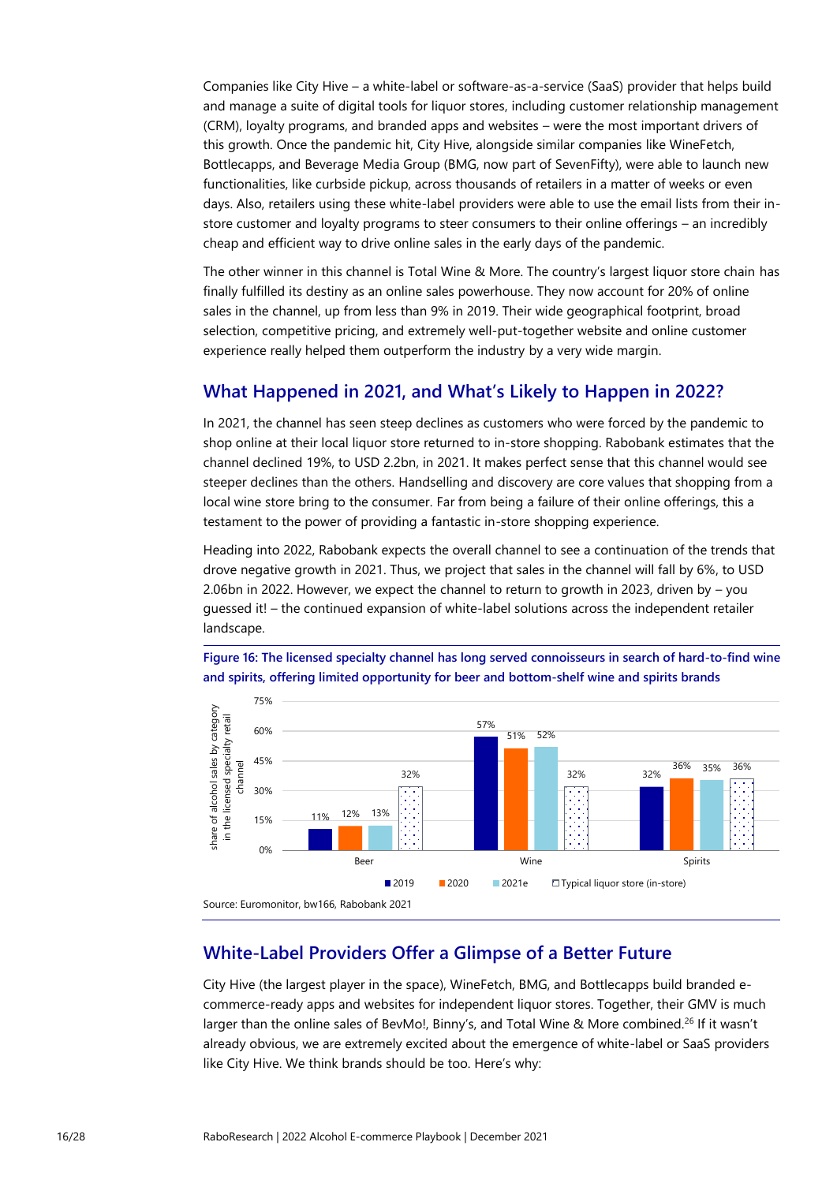Companies like City Hive – a white-label or software-as-a-service (SaaS) provider that helps build and manage a suite of digital tools for liquor stores, including customer relationship management (CRM), loyalty programs, and branded apps and websites – were the most important drivers of this growth. Once the pandemic hit, City Hive, alongside similar companies like WineFetch, Bottlecapps, and Beverage Media Group (BMG, now part of SevenFifty), were able to launch new functionalities, like curbside pickup, across thousands of retailers in a matter of weeks or even days. Also, retailers using these white-label providers were able to use the email lists from their in-store customer and loyalty programs to steer consumers to their online offerings – an incredibly cheap and efficient way to drive online sales in the early days of the pandemic.

The other winner in this channel is Total Wine & More. The country's largest liquor store chain has finally fulfilled its destiny as an online sales powerhouse. They now account for 20% of online sales in the channel, up from less than 9% in 2019. Their wide geographical footprint, broad selection, competitive pricing, and extremely well-put-together website and online customer experience really helped them outperform the industry by a very wide margin.

## What Happened in 2021, and What's Likely to Happen in 2022?

In 2021, the channel has seen steep declines as customers who were forced by the pandemic to shop online at their local liquor store returned to in-store shopping. Rabobank estimates that the channel declined 19%, to USD 2.2bn, in 2021. It makes perfect sense that this channel would see steeper declines than the others. Handselling and discovery are core values that shopping from a local wine store bring to the consumer. Far from being a failure of their online offerings, this a testament to the power of providing a fantastic in-store shopping experience.

Heading into 2022, Rabobank expects the overall channel to see a continuation of the trends that drove negative growth in 2021. Thus, we project that sales in the channel will fall by 6%, to USD 2.06bn in 2022. However, we expect the channel to return to growth in 2023, driven by – you guessed it! – the continued expansion of white-label solutions across the independent retailer landscape.

**Figure 16: The licensed specialty channel has long served connoisseurs in search of hard-to-find wine and spirits, offering limited opportunity for beer and bottom-shelf wine and spirits brands**

Share of alcohol sales by category in the licensed specialty retail channel

| | 2019 | 2020 | 2021e | Typical liquor store (in-store) |
|---|---|---|---|---|
| Beer | 11% | 12% | 13% | 32% |
| Wine | 57% | 51% | 52% | 32% |
| Spirits | 32% | 36% | 35% | 36% |

Source: Euromonitor, bw166, Rabobank 2021

## White-Label Providers Offer a Glimpse of a Better Future

City Hive (the largest player in the space), WineFetch, BMG, and Bottlecapps build branded e-commerce-ready apps and websites for independent liquor stores. Together, their GMV is much larger than the online sales of BevMo!, Binny's, and Total Wine & More combined.[26] If it wasn't already obvious, we are extremely excited about the emergence of white-label or SaaS providers like City Hive. We think brands should be too. Here's why: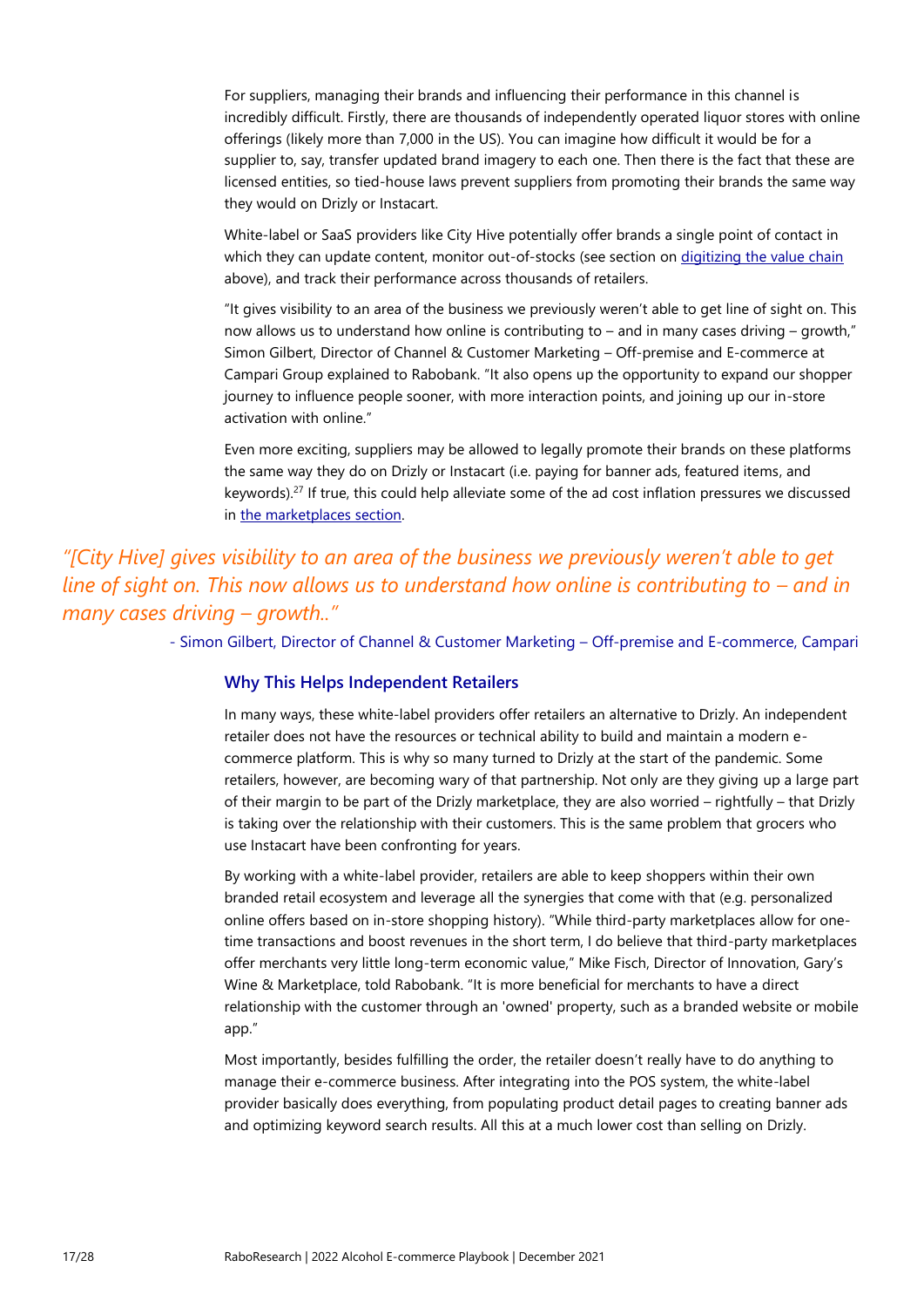For suppliers, managing their brands and influencing their performance in this channel is incredibly difficult. Firstly, there are thousands of independently operated liquor stores with online offerings (likely more than 7,000 in the US). You can imagine how difficult it would be for a supplier to, say, transfer updated brand imagery to each one. Then there is the fact that these are licensed entities, so tied-house laws prevent suppliers from promoting their brands the same way they would on Drizly or Instacart.

White-label or SaaS providers like City Hive potentially offer brands a single point of contact in which they can update content, monitor out-of-stocks (see section on [digitizing the value chain](#) above), and track their performance across thousands of retailers.

"It gives visibility to an area of the business we previously weren't able to get line of sight on. This now allows us to understand how online is contributing to – and in many cases driving – growth," Simon Gilbert, Director of Channel & Customer Marketing – Off-premise and E-commerce at Campari Group explained to Rabobank. "It also opens up the opportunity to expand our shopper journey to influence people sooner, with more interaction points, and joining up our in-store activation with online."

Even more exciting, suppliers may be allowed to legally promote their brands on these platforms the same way they do on Drizly or Instacart (i.e. paying for banner ads, featured items, and keywords).[27] If true, this could help alleviate some of the ad cost inflation pressures we discussed in [the marketplaces section](#).

> *"[City Hive] gives visibility to an area of the business we previously weren't able to get line of sight on. This now allows us to understand how online is contributing to – and in many cases driving – growth.."*
>
> - Simon Gilbert, Director of Channel & Customer Marketing – Off-premise and E-commerce, Campari

### Why This Helps Independent Retailers

In many ways, these white-label providers offer retailers an alternative to Drizly. An independent retailer does not have the resources or technical ability to build and maintain a modern e-commerce platform. This is why so many turned to Drizly at the start of the pandemic. Some retailers, however, are becoming wary of that partnership. Not only are they giving up a large part of their margin to be part of the Drizly marketplace, they are also worried – rightfully – that Drizly is taking over the relationship with their customers. This is the same problem that grocers who use Instacart have been confronting for years.

By working with a white-label provider, retailers are able to keep shoppers within their own branded retail ecosystem and leverage all the synergies that come with that (e.g. personalized online offers based on in-store shopping history). "While third-party marketplaces allow for one-time transactions and boost revenues in the short term, I do believe that third-party marketplaces offer merchants very little long-term economic value," Mike Fisch, Director of Innovation, Gary's Wine & Marketplace, told Rabobank. "It is more beneficial for merchants to have a direct relationship with the customer through an 'owned' property, such as a branded website or mobile app."

Most importantly, besides fulfilling the order, the retailer doesn't really have to do anything to manage their e-commerce business. After integrating into the POS system, the white-label provider basically does everything, from populating product detail pages to creating banner ads and optimizing keyword search results. All this at a much lower cost than selling on Drizly.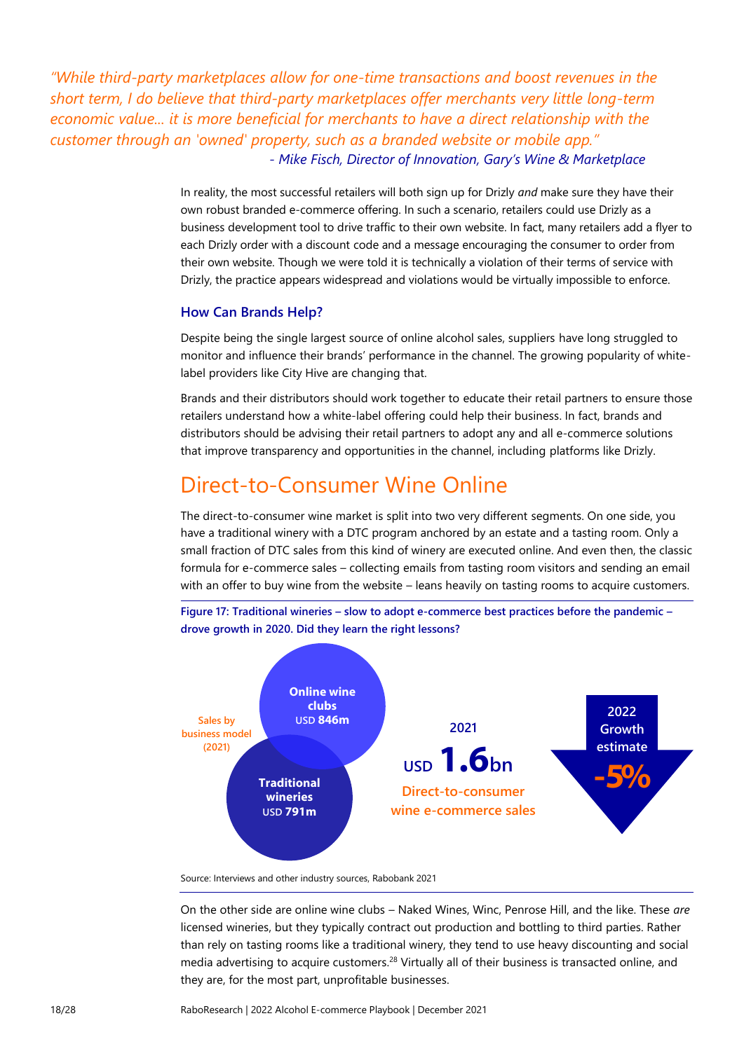*"While third-party marketplaces allow for one-time transactions and boost revenues in the short term, I do believe that third-party marketplaces offer merchants very little long-term economic value... it is more beneficial for merchants to have a direct relationship with the customer through an 'owned' property, such as a branded website or mobile app."*

*- Mike Fisch, Director of Innovation, Gary's Wine & Marketplace*

In reality, the most successful retailers will both sign up for Drizly *and* make sure they have their own robust branded e-commerce offering. In such a scenario, retailers could use Drizly as a business development tool to drive traffic to their own website. In fact, many retailers add a flyer to each Drizly order with a discount code and a message encouraging the consumer to order from their own website. Though we were told it is technically a violation of their terms of service with Drizly, the practice appears widespread and violations would be virtually impossible to enforce.

### How Can Brands Help?

Despite being the single largest source of online alcohol sales, suppliers have long struggled to monitor and influence their brands' performance in the channel. The growing popularity of white-label providers like City Hive are changing that.

Brands and their distributors should work together to educate their retail partners to ensure those retailers understand how a white-label offering could help their business. In fact, brands and distributors should be advising their retail partners to adopt any and all e-commerce solutions that improve transparency and opportunities in the channel, including platforms like Drizly.

## Direct-to-Consumer Wine Online

The direct-to-consumer wine market is split into two very different segments. On one side, you have a traditional winery with a DTC program anchored by an estate and a tasting room. Only a small fraction of DTC sales from this kind of winery are executed online. And even then, the classic formula for e-commerce sales – collecting emails from tasting room visitors and sending an email with an offer to buy wine from the website – leans heavily on tasting rooms to acquire customers.

**Figure 17: Traditional wineries – slow to adopt e-commerce best practices before the pandemic – drove growth in 2020. Did they learn the right lessons?**

Sales by business model (2021)

- Online wine clubs USD 846m
- Traditional wineries USD 791m

2021 USD 1.6bn Direct-to-consumer wine e-commerce sales

2022 Growth estimate -5%

Source: Interviews and other industry sources, Rabobank 2021

On the other side are online wine clubs – Naked Wines, Winc, Penrose Hill, and the like. These *are* licensed wineries, but they typically contract out production and bottling to third parties. Rather than rely on tasting rooms like a traditional winery, they tend to use heavy discounting and social media advertising to acquire customers.[28] Virtually all of their business is transacted online, and they are, for the most part, unprofitable businesses.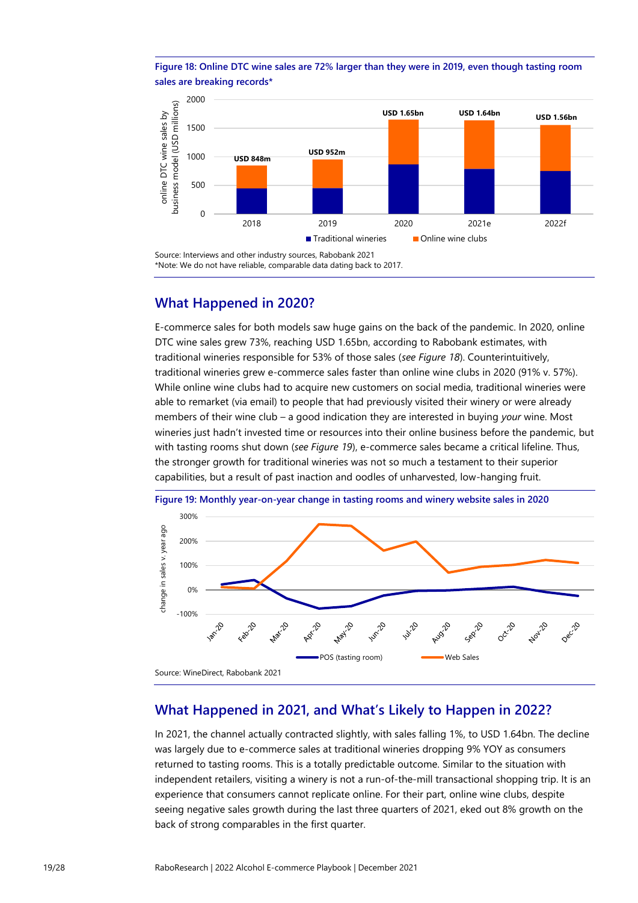Figure 18: Online DTC wine sales are 72% larger than they were in 2019, even though tasting room sales are breaking records*

Source: Interviews and other industry sources, Rabobank 2021
*Note: We do not have reliable, comparable data dating back to 2017.

## What Happened in 2020?

E-commerce sales for both models saw huge gains on the back of the pandemic. In 2020, online DTC wine sales grew 73%, reaching USD 1.65bn, according to Rabobank estimates, with traditional wineries responsible for 53% of those sales (*see Figure 18*). Counterintuitively, traditional wineries grew e-commerce sales faster than online wine clubs in 2020 (91% v. 57%). While online wine clubs had to acquire new customers on social media, traditional wineries were able to remarket (via email) to people that had previously visited their winery or were already members of their wine club – a good indication they are interested in buying *your* wine. Most wineries just hadn't invested time or resources into their online business before the pandemic, but with tasting rooms shut down (*see Figure 19*), e-commerce sales became a critical lifeline. Thus, the stronger growth for traditional wineries was not so much a testament to their superior capabilities, but a result of past inaction and oodles of unharvested, low-hanging fruit.

Figure 19: Monthly year-on-year change in tasting rooms and winery website sales in 2020

Source: WineDirect, Rabobank 2021

## What Happened in 2021, and What's Likely to Happen in 2022?

In 2021, the channel actually contracted slightly, with sales falling 1%, to USD 1.64bn. The decline was largely due to e-commerce sales at traditional wineries dropping 9% YOY as consumers returned to tasting rooms. This is a totally predictable outcome. Similar to the situation with independent retailers, visiting a winery is not a run-of-the-mill transactional shopping trip. It is an experience that consumers cannot replicate online. For their part, online wine clubs, despite seeing negative sales growth during the last three quarters of 2021, eked out 8% growth on the back of strong comparables in the first quarter.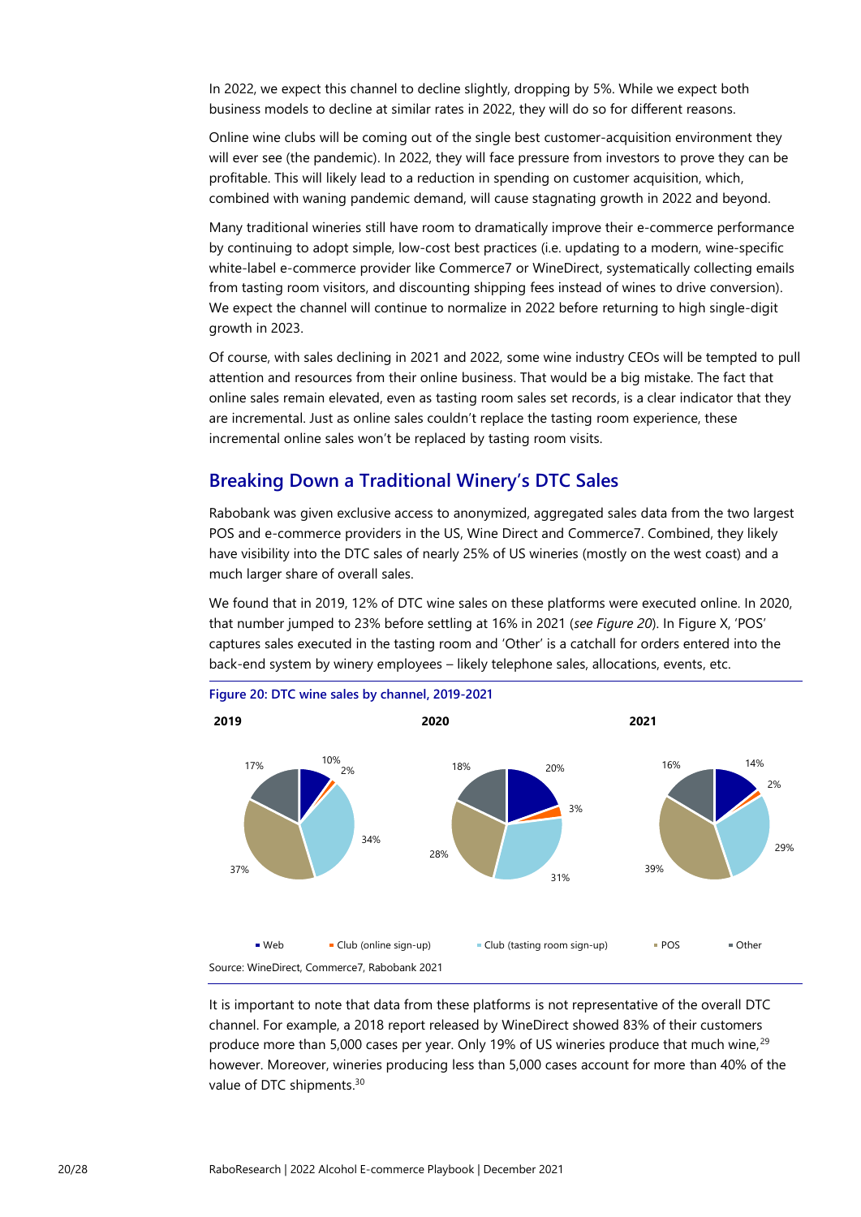In 2022, we expect this channel to decline slightly, dropping by 5%. While we expect both business models to decline at similar rates in 2022, they will do so for different reasons.

Online wine clubs will be coming out of the single best customer-acquisition environment they will ever see (the pandemic). In 2022, they will face pressure from investors to prove they can be profitable. This will likely lead to a reduction in spending on customer acquisition, which, combined with waning pandemic demand, will cause stagnating growth in 2022 and beyond.

Many traditional wineries still have room to dramatically improve their e-commerce performance by continuing to adopt simple, low-cost best practices (i.e. updating to a modern, wine-specific white-label e-commerce provider like Commerce7 or WineDirect, systematically collecting emails from tasting room visitors, and discounting shipping fees instead of wines to drive conversion). We expect the channel will continue to normalize in 2022 before returning to high single-digit growth in 2023.

Of course, with sales declining in 2021 and 2022, some wine industry CEOs will be tempted to pull attention and resources from their online business. That would be a big mistake. The fact that online sales remain elevated, even as tasting room sales set records, is a clear indicator that they are incremental. Just as online sales couldn't replace the tasting room experience, these incremental online sales won't be replaced by tasting room visits.

## Breaking Down a Traditional Winery's DTC Sales

Rabobank was given exclusive access to anonymized, aggregated sales data from the two largest POS and e-commerce providers in the US, Wine Direct and Commerce7. Combined, they likely have visibility into the DTC sales of nearly 25% of US wineries (mostly on the west coast) and a much larger share of overall sales.

We found that in 2019, 12% of DTC wine sales on these platforms were executed online. In 2020, that number jumped to 23% before settling at 16% in 2021 (*see Figure 20*). In Figure X, 'POS' captures sales executed in the tasting room and 'Other' is a catchall for orders entered into the back-end system by winery employees – likely telephone sales, allocations, events, etc.

**Figure 20: DTC wine sales by channel, 2019-2021**

| Channel | 2019 | 2020 | 2021 |
|---|---|---|---|
| Web | 10% | 20% | 14% |
| Club (online sign-up) | 2% | 3% | 2% |
| Club (tasting room sign-up) | 34% | 31% | 29% |
| POS | 37% | 28% | 39% |
| Other | 17% | 18% | 16% |

Source: WineDirect, Commerce7, Rabobank 2021

It is important to note that data from these platforms is not representative of the overall DTC channel. For example, a 2018 report released by WineDirect showed 83% of their customers produce more than 5,000 cases per year. Only 19% of US wineries produce that much wine,[29] however. Moreover, wineries producing less than 5,000 cases account for more than 40% of the value of DTC shipments.[30]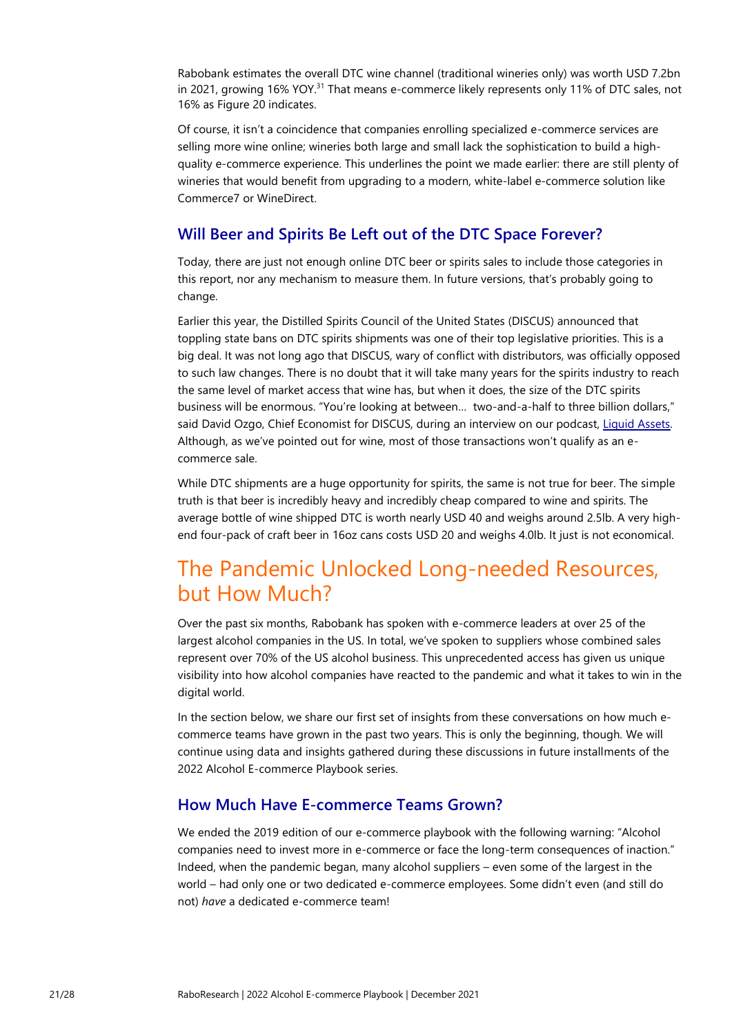Rabobank estimates the overall DTC wine channel (traditional wineries only) was worth USD 7.2bn in 2021, growing 16% YOY.[31] That means e-commerce likely represents only 11% of DTC sales, not 16% as Figure 20 indicates.

Of course, it isn't a coincidence that companies enrolling specialized e-commerce services are selling more wine online; wineries both large and small lack the sophistication to build a high-quality e-commerce experience. This underlines the point we made earlier: there are still plenty of wineries that would benefit from upgrading to a modern, white-label e-commerce solution like Commerce7 or WineDirect.

### Will Beer and Spirits Be Left out of the DTC Space Forever?

Today, there are just not enough online DTC beer or spirits sales to include those categories in this report, nor any mechanism to measure them. In future versions, that's probably going to change.

Earlier this year, the Distilled Spirits Council of the United States (DISCUS) announced that toppling state bans on DTC spirits shipments was one of their top legislative priorities. This is a big deal. It was not long ago that DISCUS, wary of conflict with distributors, was officially opposed to such law changes. There is no doubt that it will take many years for the spirits industry to reach the same level of market access that wine has, but when it does, the size of the DTC spirits business will be enormous. "You're looking at between… two-and-a-half to three billion dollars," said David Ozgo, Chief Economist for DISCUS, during an interview on our podcast, [Liquid Assets](). Although, as we've pointed out for wine, most of those transactions won't qualify as an e-commerce sale.

While DTC shipments are a huge opportunity for spirits, the same is not true for beer. The simple truth is that beer is incredibly heavy and incredibly cheap compared to wine and spirits. The average bottle of wine shipped DTC is worth nearly USD 40 and weighs around 2.5lb. A very high-end four-pack of craft beer in 16oz cans costs USD 20 and weighs 4.0lb. It just is not economical.

## The Pandemic Unlocked Long-needed Resources, but How Much?

Over the past six months, Rabobank has spoken with e-commerce leaders at over 25 of the largest alcohol companies in the US. In total, we've spoken to suppliers whose combined sales represent over 70% of the US alcohol business. This unprecedented access has given us unique visibility into how alcohol companies have reacted to the pandemic and what it takes to win in the digital world.

In the section below, we share our first set of insights from these conversations on how much e-commerce teams have grown in the past two years. This is only the beginning, though. We will continue using data and insights gathered during these discussions in future installments of the 2022 Alcohol E-commerce Playbook series.

### How Much Have E-commerce Teams Grown?

We ended the 2019 edition of our e-commerce playbook with the following warning: "Alcohol companies need to invest more in e-commerce or face the long-term consequences of inaction." Indeed, when the pandemic began, many alcohol suppliers – even some of the largest in the world – had only one or two dedicated e-commerce employees. Some didn't even (and still do not) *have* a dedicated e-commerce team!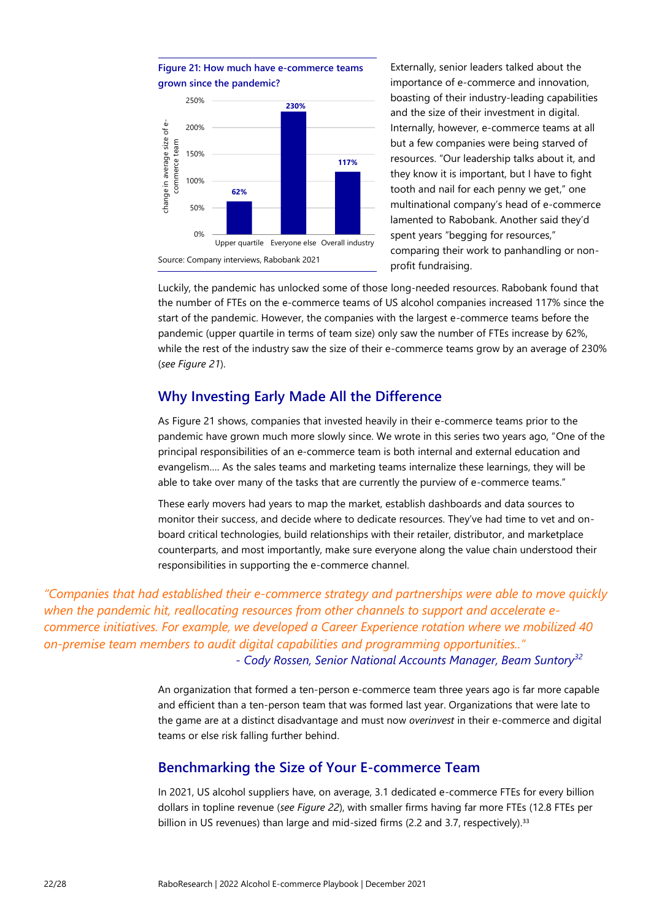**Figure 21: How much have e-commerce teams grown since the pandemic?**

| | change in average size of e-commerce team |
|---|---|
| Upper quartile | 62% |
| Everyone else | 230% |
| Overall industry | 117% |

Source: Company interviews, Rabobank 2021

Externally, senior leaders talked about the importance of e-commerce and innovation, boasting of their industry-leading capabilities and the size of their investment in digital. Internally, however, e-commerce teams at all but a few companies were being starved of resources. "Our leadership talks about it, and they know it is important, but I have to fight tooth and nail for each penny we get," one multinational company's head of e-commerce lamented to Rabobank. Another said they'd spent years "begging for resources," comparing their work to panhandling or non-profit fundraising.

Luckily, the pandemic has unlocked some of those long-needed resources. Rabobank found that the number of FTEs on the e-commerce teams of US alcohol companies increased 117% since the start of the pandemic. However, the companies with the largest e-commerce teams before the pandemic (upper quartile in terms of team size) only saw the number of FTEs increase by 62%, while the rest of the industry saw the size of their e-commerce teams grow by an average of 230% (*see Figure 21*).

## Why Investing Early Made All the Difference

As Figure 21 shows, companies that invested heavily in their e-commerce teams prior to the pandemic have grown much more slowly since. We wrote in this series two years ago, "One of the principal responsibilities of an e-commerce team is both internal and external education and evangelism…. As the sales teams and marketing teams internalize these learnings, they will be able to take over many of the tasks that are currently the purview of e-commerce teams."

These early movers had years to map the market, establish dashboards and data sources to monitor their success, and decide where to dedicate resources. They've had time to vet and on-board critical technologies, build relationships with their retailer, distributor, and marketplace counterparts, and most importantly, make sure everyone along the value chain understood their responsibilities in supporting the e-commerce channel.

> *"Companies that had established their e-commerce strategy and partnerships were able to move quickly when the pandemic hit, reallocating resources from other channels to support and accelerate e-commerce initiatives. For example, we developed a Career Experience rotation where we mobilized 40 on-premise team members to audit digital capabilities and programming opportunities.."*
>
> *- Cody Rossen, Senior National Accounts Manager, Beam Suntory*[32]

An organization that formed a ten-person e-commerce team three years ago is far more capable and efficient than a ten-person team that was formed last year. Organizations that were late to the game are at a distinct disadvantage and must now *overinvest* in their e-commerce and digital teams or else risk falling further behind.

## Benchmarking the Size of Your E-commerce Team

In 2021, US alcohol suppliers have, on average, 3.1 dedicated e-commerce FTEs for every billion dollars in topline revenue (*see Figure 22*), with smaller firms having far more FTEs (12.8 FTEs per billion in US revenues) than large and mid-sized firms (2.2 and 3.7, respectively).[33]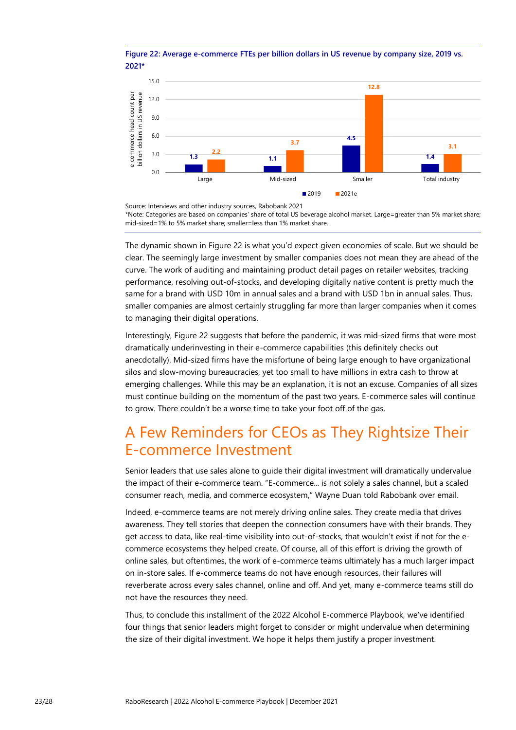**Figure 22: Average e-commerce FTEs per billion dollars in US revenue by company size, 2019 vs. 2021***

| | 2019 | 2021e |
|---|---|---|
| Large | 1.3 | 2.2 |
| Mid-sized | 1.1 | 3.7 |
| Smaller | 4.5 | 12.8 |
| Total industry | 1.4 | 3.1 |

Source: Interviews and other industry sources, Rabobank 2021
*Note: Categories are based on companies' share of total US beverage alcohol market. Large=greater than 5% market share; mid-sized=1% to 5% market share; smaller=less than 1% market share.

The dynamic shown in Figure 22 is what you'd expect given economies of scale. But we should be clear. The seemingly large investment by smaller companies does not mean they are ahead of the curve. The work of auditing and maintaining product detail pages on retailer websites, tracking performance, resolving out-of-stocks, and developing digitally native content is pretty much the same for a brand with USD 10m in annual sales and a brand with USD 1bn in annual sales. Thus, smaller companies are almost certainly struggling far more than larger companies when it comes to managing their digital operations.

Interestingly, Figure 22 suggests that before the pandemic, it was mid-sized firms that were most dramatically underinvesting in their e-commerce capabilities (this definitely checks out anecdotally). Mid-sized firms have the misfortune of being large enough to have organizational silos and slow-moving bureaucracies, yet too small to have millions in extra cash to throw at emerging challenges. While this may be an explanation, it is not an excuse. Companies of all sizes must continue building on the momentum of the past two years. E-commerce sales will continue to grow. There couldn't be a worse time to take your foot off of the gas.

## A Few Reminders for CEOs as They Rightsize Their E-commerce Investment

Senior leaders that use sales alone to guide their digital investment will dramatically undervalue the impact of their e-commerce team. "E-commerce... is not solely a sales channel, but a scaled consumer reach, media, and commerce ecosystem," Wayne Duan told Rabobank over email.

Indeed, e-commerce teams are not merely driving online sales. They create media that drives awareness. They tell stories that deepen the connection consumers have with their brands. They get access to data, like real-time visibility into out-of-stocks, that wouldn't exist if not for the e-commerce ecosystems they helped create. Of course, all of this effort is driving the growth of online sales, but oftentimes, the work of e-commerce teams ultimately has a much larger impact on in-store sales. If e-commerce teams do not have enough resources, their failures will reverberate across every sales channel, online and off. And yet, many e-commerce teams still do not have the resources they need.

Thus, to conclude this installment of the 2022 Alcohol E-commerce Playbook, we've identified four things that senior leaders might forget to consider or might undervalue when determining the size of their digital investment. We hope it helps them justify a proper investment.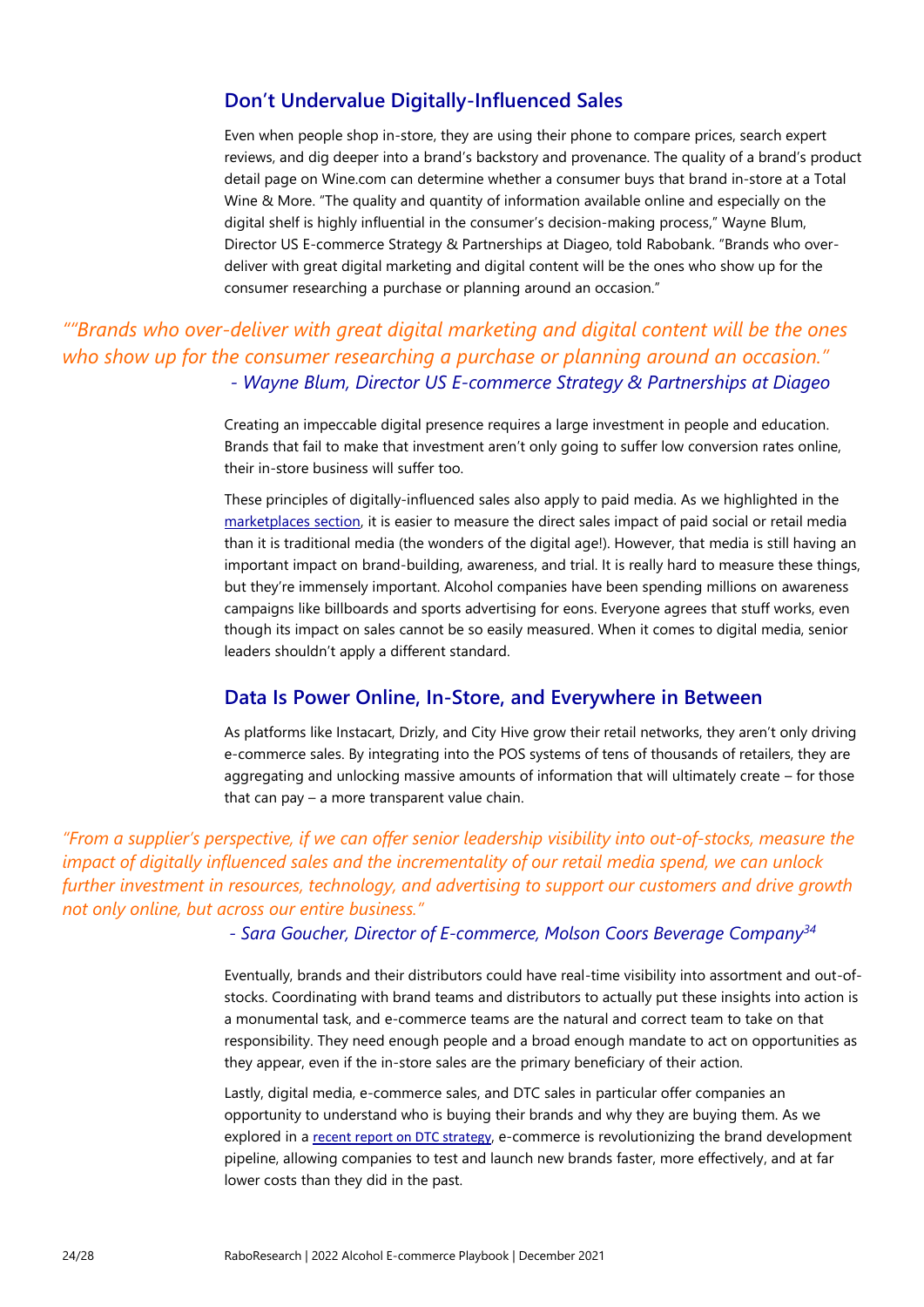## Don't Undervalue Digitally-Influenced Sales

Even when people shop in-store, they are using their phone to compare prices, search expert reviews, and dig deeper into a brand's backstory and provenance. The quality of a brand's product detail page on Wine.com can determine whether a consumer buys that brand in-store at a Total Wine & More. "The quality and quantity of information available online and especially on the digital shelf is highly influential in the consumer's decision-making process," Wayne Blum, Director US E-commerce Strategy & Partnerships at Diageo, told Rabobank. "Brands who over-deliver with great digital marketing and digital content will be the ones who show up for the consumer researching a purchase or planning around an occasion."

> *""Brands who over-deliver with great digital marketing and digital content will be the ones who show up for the consumer researching a purchase or planning around an occasion."*
> *- Wayne Blum, Director US E-commerce Strategy & Partnerships at Diageo*

Creating an impeccable digital presence requires a large investment in people and education. Brands that fail to make that investment aren't only going to suffer low conversion rates online, their in-store business will suffer too.

These principles of digitally-influenced sales also apply to paid media. As we highlighted in the marketplaces section, it is easier to measure the direct sales impact of paid social or retail media than it is traditional media (the wonders of the digital age!). However, that media is still having an important impact on brand-building, awareness, and trial. It is really hard to measure these things, but they're immensely important. Alcohol companies have been spending millions on awareness campaigns like billboards and sports advertising for eons. Everyone agrees that stuff works, even though its impact on sales cannot be so easily measured. When it comes to digital media, senior leaders shouldn't apply a different standard.

## Data Is Power Online, In-Store, and Everywhere in Between

As platforms like Instacart, Drizly, and City Hive grow their retail networks, they aren't only driving e-commerce sales. By integrating into the POS systems of tens of thousands of retailers, they are aggregating and unlocking massive amounts of information that will ultimately create – for those that can pay – a more transparent value chain.

> *"From a supplier's perspective, if we can offer senior leadership visibility into out-of-stocks, measure the impact of digitally influenced sales and the incrementality of our retail media spend, we can unlock further investment in resources, technology, and advertising to support our customers and drive growth not only online, but across our entire business."*
> *- Sara Goucher, Director of E-commerce, Molson Coors Beverage Company*[34]

Eventually, brands and their distributors could have real-time visibility into assortment and out-of-stocks. Coordinating with brand teams and distributors to actually put these insights into action is a monumental task, and e-commerce teams are the natural and correct team to take on that responsibility. They need enough people and a broad enough mandate to act on opportunities as they appear, even if the in-store sales are the primary beneficiary of their action.

Lastly, digital media, e-commerce sales, and DTC sales in particular offer companies an opportunity to understand who is buying their brands and why they are buying them. As we explored in a recent report on DTC strategy, e-commerce is revolutionizing the brand development pipeline, allowing companies to test and launch new brands faster, more effectively, and at far lower costs than they did in the past.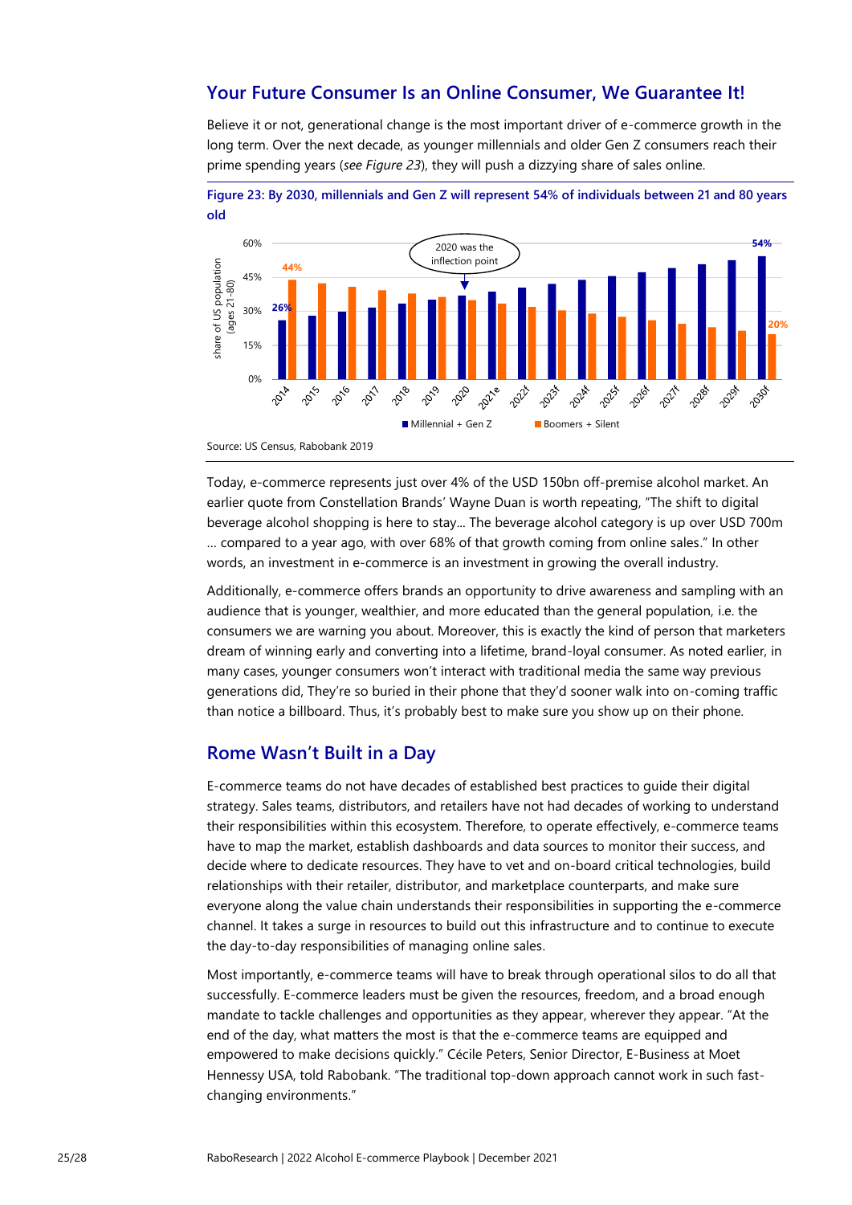## Your Future Consumer Is an Online Consumer, We Guarantee It!

Believe it or not, generational change is the most important driver of e-commerce growth in the long term. Over the next decade, as younger millennials and older Gen Z consumers reach their prime spending years (*see Figure 23*), they will push a dizzying share of sales online.

**Figure 23: By 2030, millennials and Gen Z will represent 54% of individuals between 21 and 80 years old**

Source: US Census, Rabobank 2019

Today, e-commerce represents just over 4% of the USD 150bn off-premise alcohol market. An earlier quote from Constellation Brands' Wayne Duan is worth repeating, "The shift to digital beverage alcohol shopping is here to stay… The beverage alcohol category is up over USD 700m … compared to a year ago, with over 68% of that growth coming from online sales." In other words, an investment in e-commerce is an investment in growing the overall industry.

Additionally, e-commerce offers brands an opportunity to drive awareness and sampling with an audience that is younger, wealthier, and more educated than the general population, i.e. the consumers we are warning you about. Moreover, this is exactly the kind of person that marketers dream of winning early and converting into a lifetime, brand-loyal consumer. As noted earlier, in many cases, younger consumers won't interact with traditional media the same way previous generations did, They're so buried in their phone that they'd sooner walk into on-coming traffic than notice a billboard. Thus, it's probably best to make sure you show up on their phone.

## Rome Wasn't Built in a Day

E-commerce teams do not have decades of established best practices to guide their digital strategy. Sales teams, distributors, and retailers have not had decades of working to understand their responsibilities within this ecosystem. Therefore, to operate effectively, e-commerce teams have to map the market, establish dashboards and data sources to monitor their success, and decide where to dedicate resources. They have to vet and on-board critical technologies, build relationships with their retailer, distributor, and marketplace counterparts, and make sure everyone along the value chain understands their responsibilities in supporting the e-commerce channel. It takes a surge in resources to build out this infrastructure and to continue to execute the day-to-day responsibilities of managing online sales.

Most importantly, e-commerce teams will have to break through operational silos to do all that successfully. E-commerce leaders must be given the resources, freedom, and a broad enough mandate to tackle challenges and opportunities as they appear, wherever they appear. "At the end of the day, what matters the most is that the e-commerce teams are equipped and empowered to make decisions quickly." Cécile Peters, Senior Director, E-Business at Moet Hennessy USA, told Rabobank. "The traditional top-down approach cannot work in such fast-changing environments."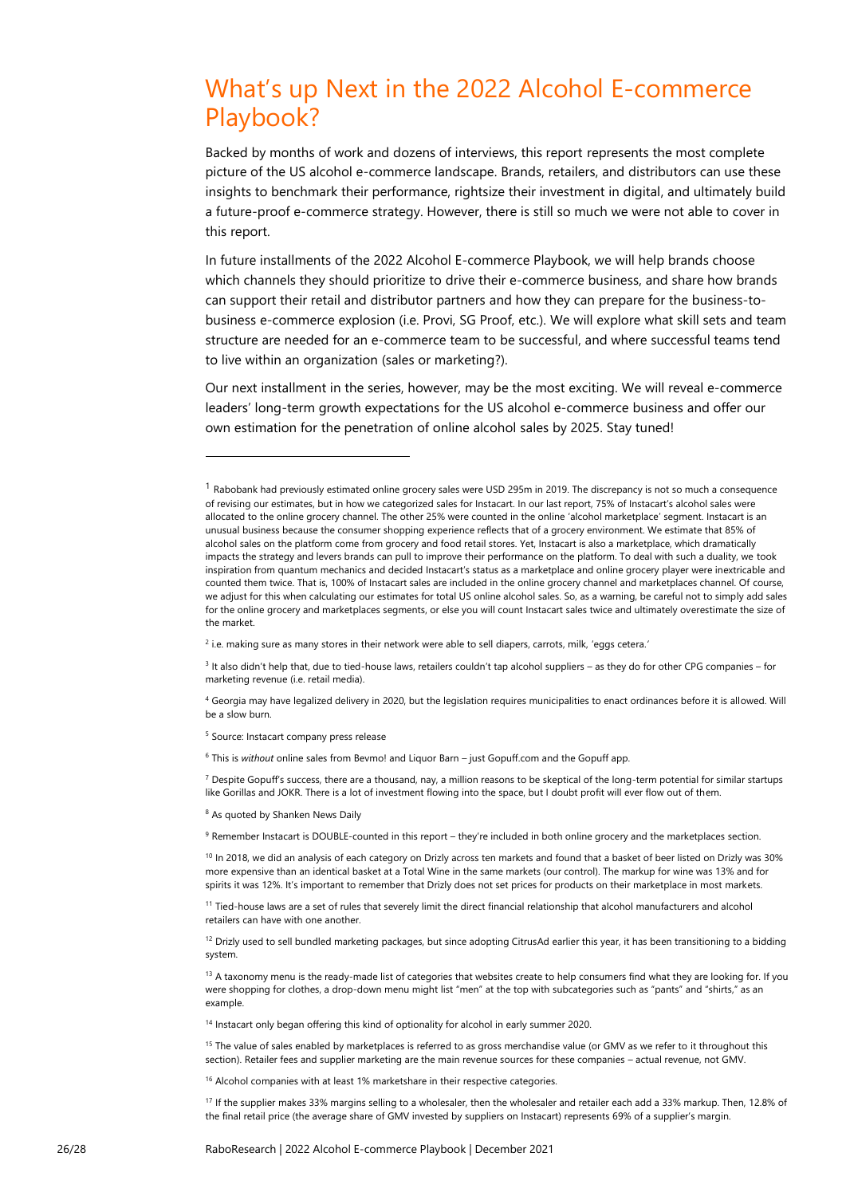# What's up Next in the 2022 Alcohol E-commerce Playbook?

Backed by months of work and dozens of interviews, this report represents the most complete picture of the US alcohol e-commerce landscape. Brands, retailers, and distributors can use these insights to benchmark their performance, rightsize their investment in digital, and ultimately build a future-proof e-commerce strategy. However, there is still so much we were not able to cover in this report.

In future installments of the 2022 Alcohol E-commerce Playbook, we will help brands choose which channels they should prioritize to drive their e-commerce business, and share how brands can support their retail and distributor partners and how they can prepare for the business-to-business e-commerce explosion (i.e. Provi, SG Proof, etc.). We will explore what skill sets and team structure are needed for an e-commerce team to be successful, and where successful teams tend to live within an organization (sales or marketing?).

Our next installment in the series, however, may be the most exciting. We will reveal e-commerce leaders' long-term growth expectations for the US alcohol e-commerce business and offer our own estimation for the penetration of online alcohol sales by 2025. Stay tuned!

---

[1] Rabobank had previously estimated online grocery sales were USD 295m in 2019. The discrepancy is not so much a consequence of revising our estimates, but in how we categorized sales for Instacart. In our last report, 75% of Instacart's alcohol sales were allocated to the online grocery channel. The other 25% were counted in the online 'alcohol marketplace' segment. Instacart is an unusual business because the consumer shopping experience reflects that of a grocery environment. We estimate that 85% of alcohol sales on the platform come from grocery and food retail stores. Yet, Instacart is also a marketplace, which dramatically impacts the strategy and levers brands can pull to improve their performance on the platform. To deal with such a duality, we took inspiration from quantum mechanics and decided Instacart's status as a marketplace and online grocery player were inextricable and counted them twice. That is, 100% of Instacart sales are included in the online grocery channel and marketplaces channel. Of course, we adjust for this when calculating our estimates for total US online alcohol sales. So, as a warning, be careful not to simply add sales for the online grocery and marketplaces segments, or else you will count Instacart sales twice and ultimately overestimate the size of the market.

[2] i.e. making sure as many stores in their network were able to sell diapers, carrots, milk, 'eggs cetera.'

[3] It also didn't help that, due to tied-house laws, retailers couldn't tap alcohol suppliers – as they do for other CPG companies – for marketing revenue (i.e. retail media).

[4] Georgia may have legalized delivery in 2020, but the legislation requires municipalities to enact ordinances before it is allowed. Will be a slow burn.

[5] Source: Instacart company press release

[6] This is *without* online sales from Bevmo! and Liquor Barn – just Gopuff.com and the Gopuff app.

[7] Despite Gopuff's success, there are a thousand, nay, a million reasons to be skeptical of the long-term potential for similar startups like Gorillas and JOKR. There is a lot of investment flowing into the space, but I doubt profit will ever flow out of them.

[8] As quoted by Shanken News Daily

[9] Remember Instacart is DOUBLE-counted in this report – they're included in both online grocery and the marketplaces section.

[10] In 2018, we did an analysis of each category on Drizly across ten markets and found that a basket of beer listed on Drizly was 30% more expensive than an identical basket at a Total Wine in the same markets (our control). The markup for wine was 13% and for spirits it was 12%. It's important to remember that Drizly does not set prices for products on their marketplace in most markets.

[11] Tied-house laws are a set of rules that severely limit the direct financial relationship that alcohol manufacturers and alcohol retailers can have with one another.

[12] Drizly used to sell bundled marketing packages, but since adopting CitrusAd earlier this year, it has been transitioning to a bidding system.

[13] A taxonomy menu is the ready-made list of categories that websites create to help consumers find what they are looking for. If you were shopping for clothes, a drop-down menu might list "men" at the top with subcategories such as "pants" and "shirts," as an example.

[14] Instacart only began offering this kind of optionality for alcohol in early summer 2020.

[15] The value of sales enabled by marketplaces is referred to as gross merchandise value (or GMV as we refer to it throughout this section). Retailer fees and supplier marketing are the main revenue sources for these companies – actual revenue, not GMV.

[16] Alcohol companies with at least 1% marketshare in their respective categories.

[17] If the supplier makes 33% margins selling to a wholesaler, then the wholesaler and retailer each add a 33% markup. Then, 12.8% of the final retail price (the average share of GMV invested by suppliers on Instacart) represents 69% of a supplier's margin.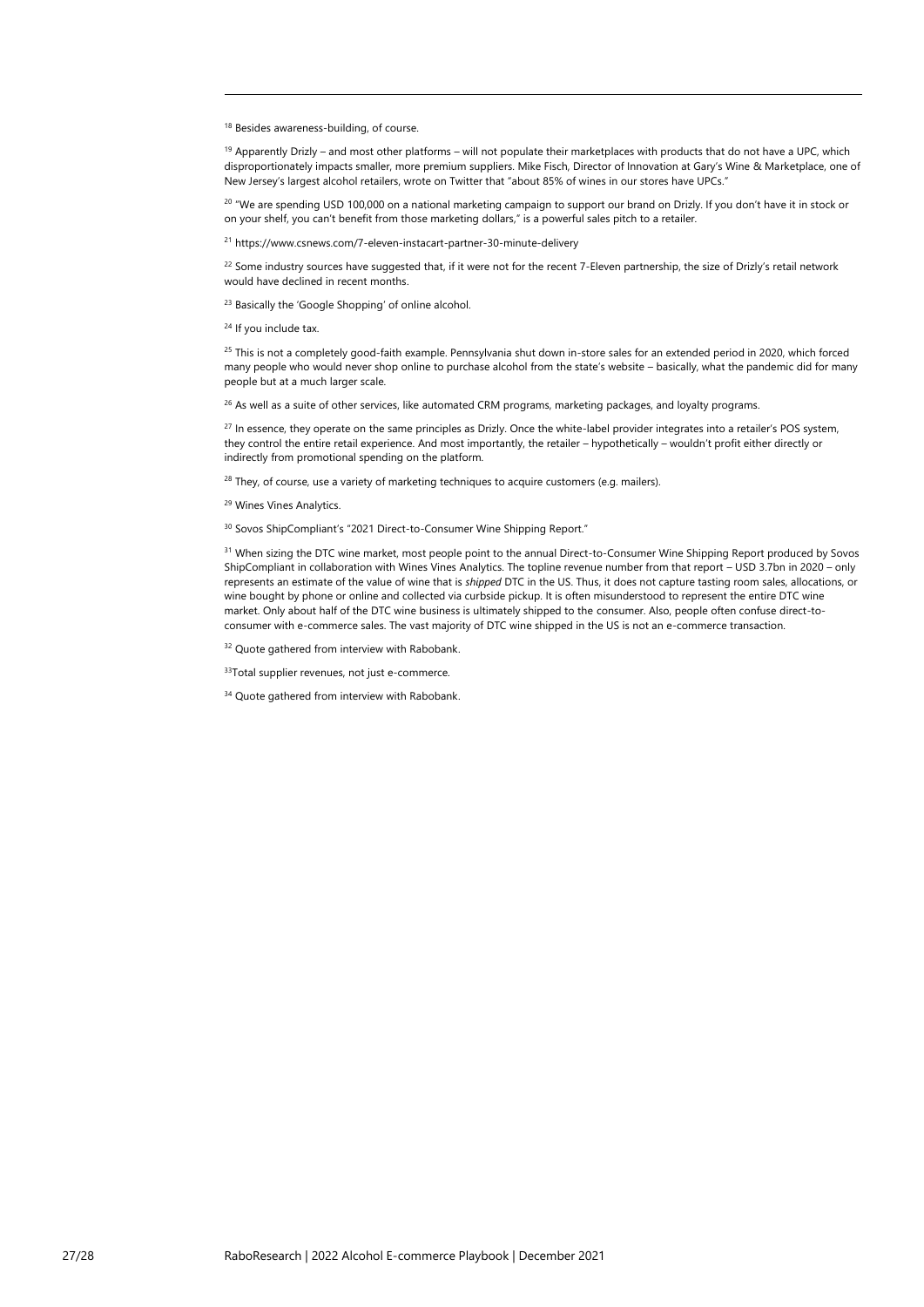[18] Besides awareness-building, of course.

[19] Apparently Drizly – and most other platforms – will not populate their marketplaces with products that do not have a UPC, which disproportionately impacts smaller, more premium suppliers. Mike Fisch, Director of Innovation at Gary's Wine & Marketplace, one of New Jersey's largest alcohol retailers, wrote on Twitter that "about 85% of wines in our stores have UPCs."

[20] "We are spending USD 100,000 on a national marketing campaign to support our brand on Drizly. If you don't have it in stock or on your shelf, you can't benefit from those marketing dollars," is a powerful sales pitch to a retailer.

[21] https://www.csnews.com/7-eleven-instacart-partner-30-minute-delivery

[22] Some industry sources have suggested that, if it were not for the recent 7-Eleven partnership, the size of Drizly's retail network would have declined in recent months.

[23] Basically the 'Google Shopping' of online alcohol.

[24] If you include tax.

[25] This is not a completely good-faith example. Pennsylvania shut down in-store sales for an extended period in 2020, which forced many people who would never shop online to purchase alcohol from the state's website – basically, what the pandemic did for many people but at a much larger scale.

[26] As well as a suite of other services, like automated CRM programs, marketing packages, and loyalty programs.

[27] In essence, they operate on the same principles as Drizly. Once the white-label provider integrates into a retailer's POS system, they control the entire retail experience. And most importantly, the retailer – hypothetically – wouldn't profit either directly or indirectly from promotional spending on the platform.

[28] They, of course, use a variety of marketing techniques to acquire customers (e.g. mailers).

[29] Wines Vines Analytics.

[30] Sovos ShipCompliant's "2021 Direct-to-Consumer Wine Shipping Report."

[31] When sizing the DTC wine market, most people point to the annual Direct-to-Consumer Wine Shipping Report produced by Sovos ShipCompliant in collaboration with Wines Vines Analytics. The topline revenue number from that report – USD 3.7bn in 2020 – only represents an estimate of the value of wine that is *shipped* DTC in the US. Thus, it does not capture tasting room sales, allocations, or wine bought by phone or online and collected via curbside pickup. It is often misunderstood to represent the entire DTC wine market. Only about half of the DTC wine business is ultimately shipped to the consumer. Also, people often confuse direct-to-consumer with e-commerce sales. The vast majority of DTC wine shipped in the US is not an e-commerce transaction.

[32] Quote gathered from interview with Rabobank.

[33] Total supplier revenues, not just e-commerce.

[34] Quote gathered from interview with Rabobank.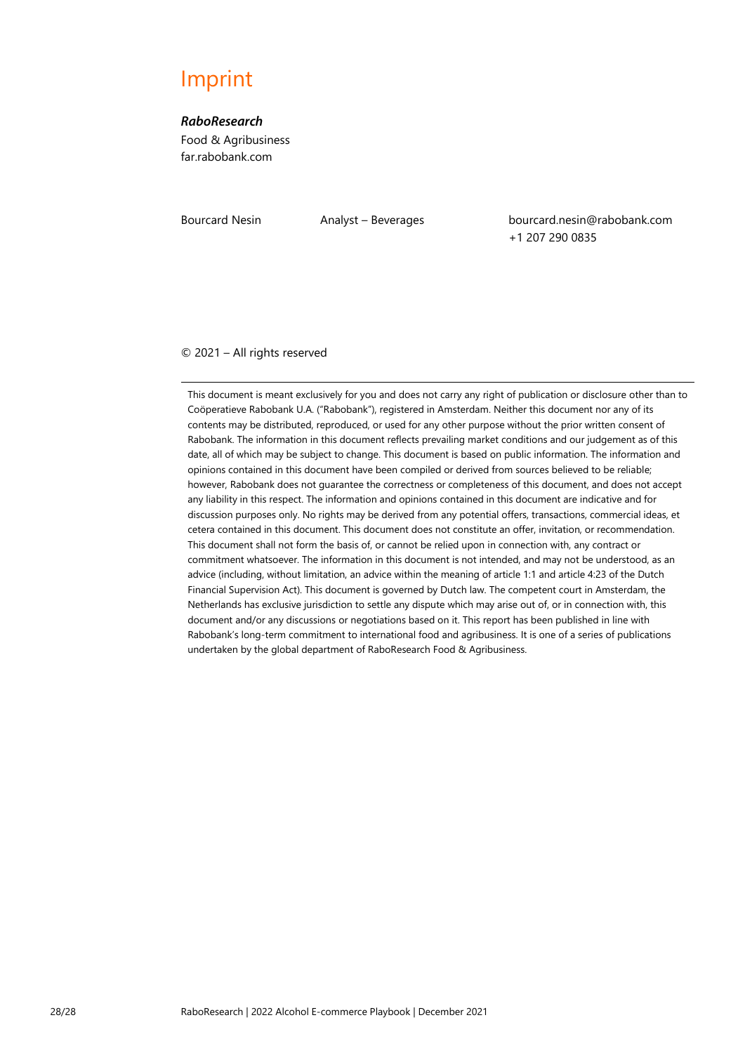# Imprint

***RaboResearch***

Food & Agribusiness
far.rabobank.com

| | | |
|---|---|---|
| Bourcard Nesin | Analyst – Beverages | bourcard.nesin@rabobank.com<br>+1 207 290 0835 |

© 2021 – All rights reserved

This document is meant exclusively for you and does not carry any right of publication or disclosure other than to Coöperatieve Rabobank U.A. ("Rabobank"), registered in Amsterdam. Neither this document nor any of its contents may be distributed, reproduced, or used for any other purpose without the prior written consent of Rabobank. The information in this document reflects prevailing market conditions and our judgement as of this date, all of which may be subject to change. This document is based on public information. The information and opinions contained in this document have been compiled or derived from sources believed to be reliable; however, Rabobank does not guarantee the correctness or completeness of this document, and does not accept any liability in this respect. The information and opinions contained in this document are indicative and for discussion purposes only. No rights may be derived from any potential offers, transactions, commercial ideas, et cetera contained in this document. This document does not constitute an offer, invitation, or recommendation. This document shall not form the basis of, or cannot be relied upon in connection with, any contract or commitment whatsoever. The information in this document is not intended, and may not be understood, as an advice (including, without limitation, an advice within the meaning of article 1:1 and article 4:23 of the Dutch Financial Supervision Act). This document is governed by Dutch law. The competent court in Amsterdam, the Netherlands has exclusive jurisdiction to settle any dispute which may arise out of, or in connection with, this document and/or any discussions or negotiations based on it. This report has been published in line with Rabobank's long-term commitment to international food and agribusiness. It is one of a series of publications undertaken by the global department of RaboResearch Food & Agribusiness.